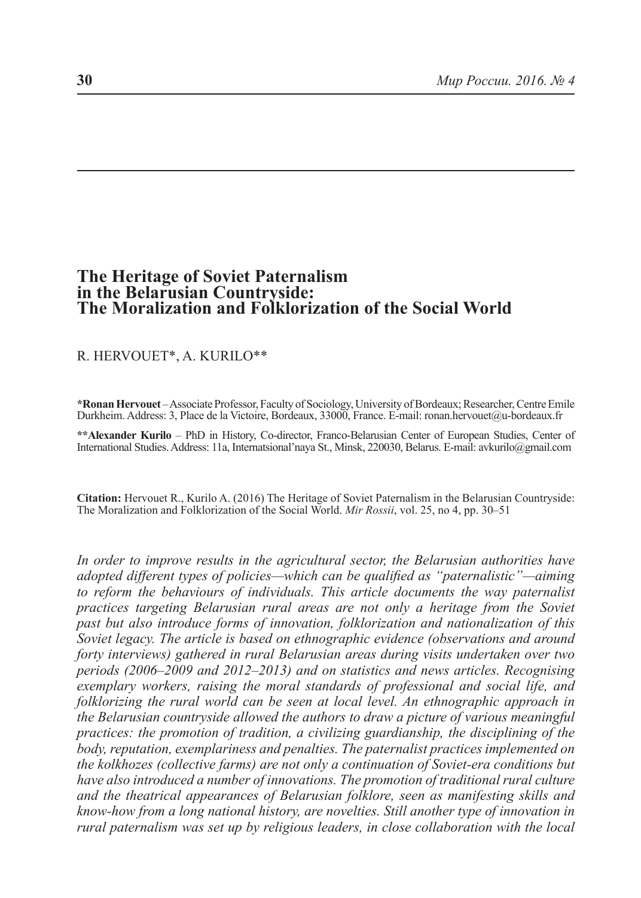# The Heritage of Soviet Paternalism in the Belarusian Countryside: The Moralization and Folklorization of the Social World

R. HERVOUET*, A. KURILO**

**\*Ronan Hervouet** – Associate Professor, Faculty of Sociology, University of Bordeaux; Researcher, Centre Emile Durkheim. Address: 3, Place de la Victoire, Bordeaux, 33000, France. E-mail: ronan.hervouet@u-bordeaux.fr

**\*\*Alexander Kurilo** – PhD in History, Co-director, Franco-Belarusian Center of European Studies, Center of International Studies. Address: 11a, Internatsional'naya St., Minsk, 220030, Belarus. E-mail: avkurilo@gmail.com

**Citation:** Hervouet R., Kurilo A. (2016) The Heritage of Soviet Paternalism in the Belarusian Countryside: The Moralization and Folklorization of the Social World. *Mir Rossii*, vol. 25, no 4, pp. 30–51

*In order to improve results in the agricultural sector, the Belarusian authorities have adopted different types of policies—which can be qualified as "paternalistic"—aiming to reform the behaviours of individuals. This article documents the way paternalist practices targeting Belarusian rural areas are not only a heritage from the Soviet past but also introduce forms of innovation, folklorization and nationalization of this Soviet legacy. The article is based on ethnographic evidence (observations and around forty interviews) gathered in rural Belarusian areas during visits undertaken over two periods (2006–2009 and 2012–2013) and on statistics and news articles. Recognising exemplary workers, raising the moral standards of professional and social life, and folklorizing the rural world can be seen at local level. An ethnographic approach in the Belarusian countryside allowed the authors to draw a picture of various meaningful practices: the promotion of tradition, a civilizing guardianship, the disciplining of the body, reputation, exemplariness and penalties. The paternalist practices implemented on the kolkhozes (collective farms) are not only a continuation of Soviet-era conditions but have also introduced a number of innovations. The promotion of traditional rural culture and the theatrical appearances of Belarusian folklore, seen as manifesting skills and know-how from a long national history, are novelties. Still another type of innovation in rural paternalism was set up by religious leaders, in close collaboration with the local*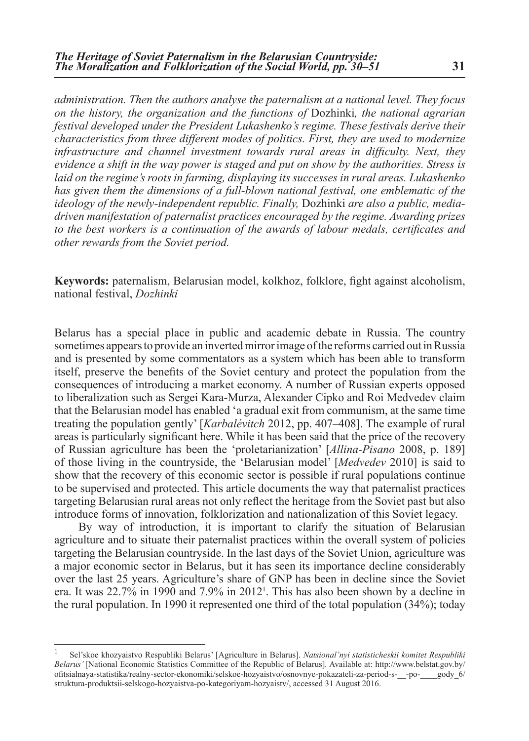*administration. Then the authors analyse the paternalism at a national level. They focus on the history, the organization and the functions of* Dozhinki*, the national agrarian festival developed under the President Lukashenko's regime. These festivals derive their characteristics from three different modes of politics. First, they are used to modernize infrastructure and channel investment towards rural areas in difficulty. Next, they evidence a shift in the way power is staged and put on show by the authorities. Stress is laid on the regime's roots in farming, displaying its successes in rural areas. Lukashenko has given them the dimensions of a full-blown national festival, one emblematic of the ideology of the newly-independent republic. Finally,* Dozhinki *are also a public, media-driven manifestation of paternalist practices encouraged by the regime. Awarding prizes to the best workers is a continuation of the awards of labour medals, certificates and other rewards from the Soviet period.*

**Keywords:** paternalism, Belarusian model, kolkhoz, folklore, fight against alcoholism, national festival, *Dozhinki*

Belarus has a special place in public and academic debate in Russia. The country sometimes appears to provide an inverted mirror image of the reforms carried out in Russia and is presented by some commentators as a system which has been able to transform itself, preserve the benefits of the Soviet century and protect the population from the consequences of introducing a market economy. A number of Russian experts opposed to liberalization such as Sergei Kara-Murza, Alexander Cipko and Roi Medvedev claim that the Belarusian model has enabled 'a gradual exit from communism, at the same time treating the population gently' [*Karbalévitch* 2012, pp. 407–408]. The example of rural areas is particularly significant here. While it has been said that the price of the recovery of Russian agriculture has been the 'proletarianization' [*Allina-Pisano* 2008, p. 189] of those living in the countryside, the 'Belarusian model' [*Medvedev* 2010] is said to show that the recovery of this economic sector is possible if rural populations continue to be supervised and protected. This article documents the way that paternalist practices targeting Belarusian rural areas not only reflect the heritage from the Soviet past but also introduce forms of innovation, folklorization and nationalization of this Soviet legacy.

By way of introduction, it is important to clarify the situation of Belarusian agriculture and to situate their paternalist practices within the overall system of policies targeting the Belarusian countryside. In the last days of the Soviet Union, agriculture was a major economic sector in Belarus, but it has seen its importance decline considerably over the last 25 years. Agriculture's share of GNP has been in decline since the Soviet era. It was 22.7% in 1990 and 7.9% in 2012[1]. This has also been shown by a decline in the rural population. In 1990 it represented one third of the total population (34%); today

---

[1] Sel'skoe khozyaistvo Respubliki Belarus' [Agriculture in Belarus]. *Natsional'nyi statisticheskii komitet Respubliki Belarus'* [National Economic Statistics Committee of the Republic of Belarus]. Available at: http://www.belstat.gov.by/ofitsialnaya-statistika/realny-sector-ekonomiki/selskoe-hozyaistvo/osnovnye-pokazateli-za-period-s-__-po-____gody_6/struktura-produktsii-selskogo-hozyaistva-po-kategoriyam-hozyaistv/, accessed 31 August 2016.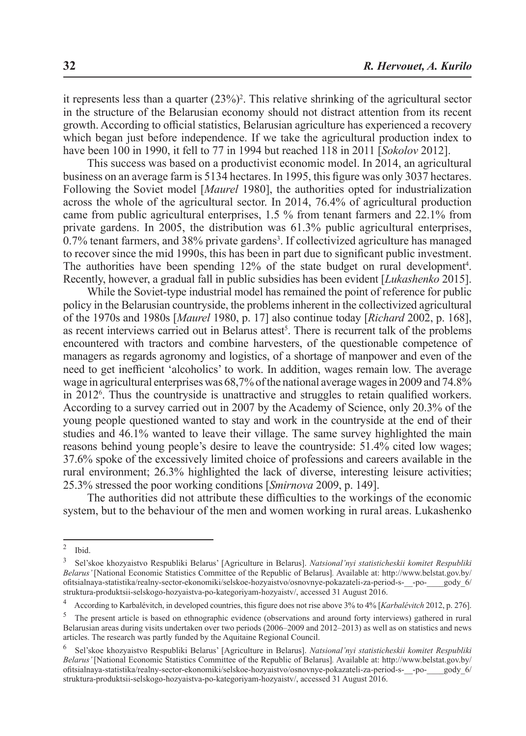it represents less than a quarter (23%)[2]. This relative shrinking of the agricultural sector in the structure of the Belarusian economy should not distract attention from its recent growth. According to official statistics, Belarusian agriculture has experienced a recovery which began just before independence. If we take the agricultural production index to have been 100 in 1990, it fell to 77 in 1994 but reached 118 in 2011 [*Sokolov* 2012].

This success was based on a productivist economic model. In 2014, an agricultural business on an average farm is 5134 hectares. In 1995, this figure was only 3037 hectares. Following the Soviet model [*Maurel* 1980], the authorities opted for industrialization across the whole of the agricultural sector. In 2014, 76.4% of agricultural production came from public agricultural enterprises, 1.5 % from tenant farmers and 22.1% from private gardens. In 2005, the distribution was 61.3% public agricultural enterprises, 0.7% tenant farmers, and 38% private gardens[3]. If collectivized agriculture has managed to recover since the mid 1990s, this has been in part due to significant public investment. The authorities have been spending 12% of the state budget on rural development[4]. Recently, however, a gradual fall in public subsidies has been evident [*Lukashenko* 2015].

While the Soviet-type industrial model has remained the point of reference for public policy in the Belarusian countryside, the problems inherent in the collectivized agricultural of the 1970s and 1980s [*Maurel* 1980, p. 17] also continue today [*Richard* 2002, p. 168], as recent interviews carried out in Belarus attest[5]. There is recurrent talk of the problems encountered with tractors and combine harvesters, of the questionable competence of managers as regards agronomy and logistics, of a shortage of manpower and even of the need to get inefficient 'alcoholics' to work. In addition, wages remain low. The average wage in agricultural enterprises was 68,7% of the national average wages in 2009 and 74.8% in 2012[6]. Thus the countryside is unattractive and struggles to retain qualified workers. According to a survey carried out in 2007 by the Academy of Science, only 20.3% of the young people questioned wanted to stay and work in the countryside at the end of their studies and 46.1% wanted to leave their village. The same survey highlighted the main reasons behind young people's desire to leave the countryside: 51.4% cited low wages; 37.6% spoke of the excessively limited choice of professions and careers available in the rural environment; 26.3% highlighted the lack of diverse, interesting leisure activities; 25.3% stressed the poor working conditions [*Smirnova* 2009, p. 149].

The authorities did not attribute these difficulties to the workings of the economic system, but to the behaviour of the men and women working in rural areas. Lukashenko

---

[2] Ibid.

[3] Sel'skoe khozyaistvo Respubliki Belarus' [Agriculture in Belarus]. *Natsional'nyi statisticheskii komitet Respubliki Belarus'* [National Economic Statistics Committee of the Republic of Belarus]. Available at: http://www.belstat.gov.by/ofitsialnaya-statistika/realny-sector-ekonomiki/selskoe-hozyaistvo/osnovnye-pokazateli-za-period-s-__-po-____gody_6/struktura-produktsii-selskogo-hozyaistva-po-kategoriyam-hozyaistv/, accessed 31 August 2016.

[4] According to Karbalévitch, in developed countries, this figure does not rise above 3% to 4% [*Karbalévitch* 2012, p. 276].

[5] The present article is based on ethnographic evidence (observations and around forty interviews) gathered in rural Belarusian areas during visits undertaken over two periods (2006–2009 and 2012–2013) as well as on statistics and news articles. The research was partly funded by the Aquitaine Regional Council.

[6] Sel'skoe khozyaistvo Respubliki Belarus' [Agriculture in Belarus]. *Natsional'nyi statisticheskii komitet Respubliki Belarus'* [National Economic Statistics Committee of the Republic of Belarus]. Available at: http://www.belstat.gov.by/ofitsialnaya-statistika/realny-sector-ekonomiki/selskoe-hozyaistvo/osnovnye-pokazateli-za-period-s-__-po-____gody_6/struktura-produktsii-selskogo-hozyaistva-po-kategoriyam-hozyaistv/, accessed 31 August 2016.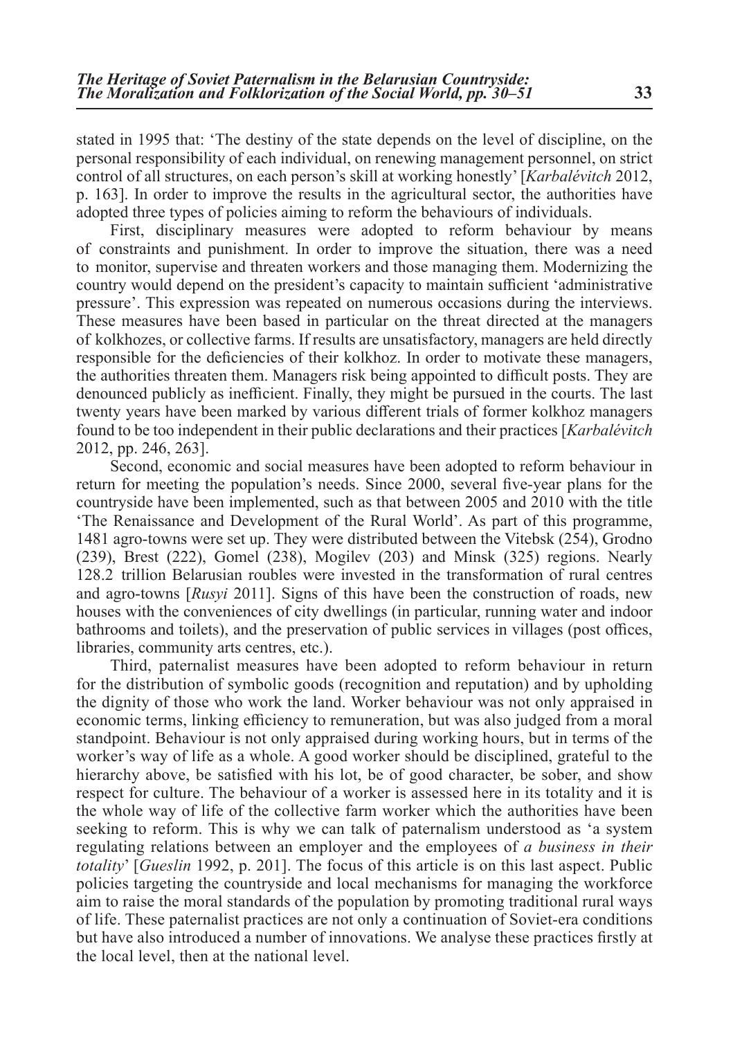stated in 1995 that: 'The destiny of the state depends on the level of discipline, on the personal responsibility of each individual, on renewing management personnel, on strict control of all structures, on each person's skill at working honestly' [*Karbalévitch* 2012, p. 163]. In order to improve the results in the agricultural sector, the authorities have adopted three types of policies aiming to reform the behaviours of individuals.

First, disciplinary measures were adopted to reform behaviour by means of constraints and punishment. In order to improve the situation, there was a need to monitor, supervise and threaten workers and those managing them. Modernizing the country would depend on the president's capacity to maintain sufficient 'administrative pressure'. This expression was repeated on numerous occasions during the interviews. These measures have been based in particular on the threat directed at the managers of kolkhozes, or collective farms. If results are unsatisfactory, managers are held directly responsible for the deficiencies of their kolkhoz. In order to motivate these managers, the authorities threaten them. Managers risk being appointed to difficult posts. They are denounced publicly as inefficient. Finally, they might be pursued in the courts. The last twenty years have been marked by various different trials of former kolkhoz managers found to be too independent in their public declarations and their practices [*Karbalévitch* 2012, pp. 246, 263].

Second, economic and social measures have been adopted to reform behaviour in return for meeting the population's needs. Since 2000, several five-year plans for the countryside have been implemented, such as that between 2005 and 2010 with the title 'The Renaissance and Development of the Rural World'. As part of this programme, 1481 agro-towns were set up. They were distributed between the Vitebsk (254), Grodno (239), Brest (222), Gomel (238), Mogilev (203) and Minsk (325) regions. Nearly 128.2 trillion Belarusian roubles were invested in the transformation of rural centres and agro-towns [*Rusyi* 2011]. Signs of this have been the construction of roads, new houses with the conveniences of city dwellings (in particular, running water and indoor bathrooms and toilets), and the preservation of public services in villages (post offices, libraries, community arts centres, etc.).

Third, paternalist measures have been adopted to reform behaviour in return for the distribution of symbolic goods (recognition and reputation) and by upholding the dignity of those who work the land. Worker behaviour was not only appraised in economic terms, linking efficiency to remuneration, but was also judged from a moral standpoint. Behaviour is not only appraised during working hours, but in terms of the worker's way of life as a whole. A good worker should be disciplined, grateful to the hierarchy above, be satisfied with his lot, be of good character, be sober, and show respect for culture. The behaviour of a worker is assessed here in its totality and it is the whole way of life of the collective farm worker which the authorities have been seeking to reform. This is why we can talk of paternalism understood as 'a system regulating relations between an employer and the employees of *a business in their totality*' [*Gueslin* 1992, p. 201]. The focus of this article is on this last aspect. Public policies targeting the countryside and local mechanisms for managing the workforce aim to raise the moral standards of the population by promoting traditional rural ways of life. These paternalist practices are not only a continuation of Soviet-era conditions but have also introduced a number of innovations. We analyse these practices firstly at the local level, then at the national level.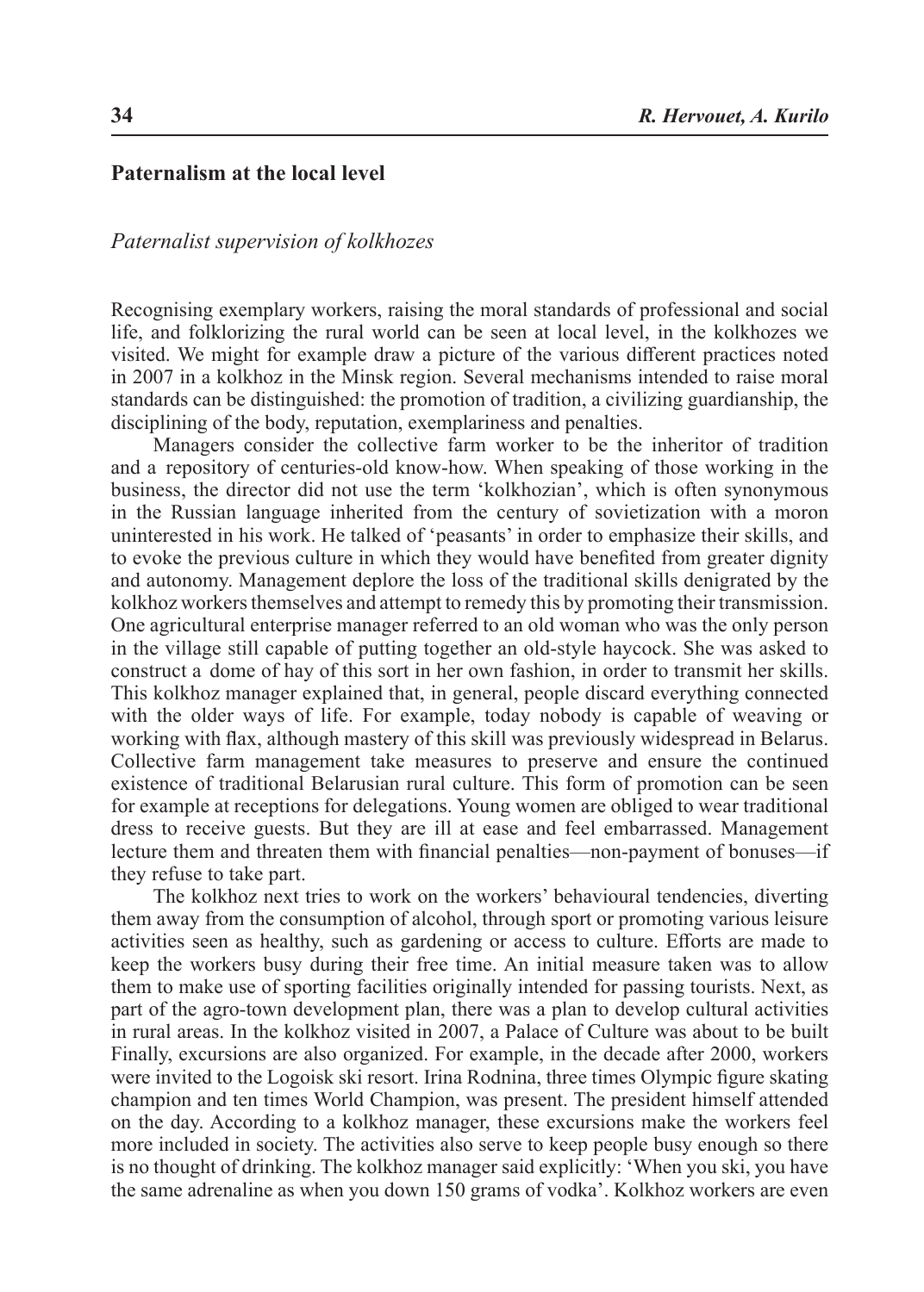## Paternalism at the local level

### *Paternalist supervision of kolkhozes*

Recognising exemplary workers, raising the moral standards of professional and social life, and folklorizing the rural world can be seen at local level, in the kolkhozes we visited. We might for example draw a picture of the various different practices noted in 2007 in a kolkhoz in the Minsk region. Several mechanisms intended to raise moral standards can be distinguished: the promotion of tradition, a civilizing guardianship, the disciplining of the body, reputation, exemplariness and penalties.

Managers consider the collective farm worker to be the inheritor of tradition and a repository of centuries-old know-how. When speaking of those working in the business, the director did not use the term 'kolkhozian', which is often synonymous in the Russian language inherited from the century of sovietization with a moron uninterested in his work. He talked of 'peasants' in order to emphasize their skills, and to evoke the previous culture in which they would have benefited from greater dignity and autonomy. Management deplore the loss of the traditional skills denigrated by the kolkhoz workers themselves and attempt to remedy this by promoting their transmission. One agricultural enterprise manager referred to an old woman who was the only person in the village still capable of putting together an old-style haycock. She was asked to construct a dome of hay of this sort in her own fashion, in order to transmit her skills. This kolkhoz manager explained that, in general, people discard everything connected with the older ways of life. For example, today nobody is capable of weaving or working with flax, although mastery of this skill was previously widespread in Belarus. Collective farm management take measures to preserve and ensure the continued existence of traditional Belarusian rural culture. This form of promotion can be seen for example at receptions for delegations. Young women are obliged to wear traditional dress to receive guests. But they are ill at ease and feel embarrassed. Management lecture them and threaten them with financial penalties—non-payment of bonuses—if they refuse to take part.

The kolkhoz next tries to work on the workers' behavioural tendencies, diverting them away from the consumption of alcohol, through sport or promoting various leisure activities seen as healthy, such as gardening or access to culture. Efforts are made to keep the workers busy during their free time. An initial measure taken was to allow them to make use of sporting facilities originally intended for passing tourists. Next, as part of the agro-town development plan, there was a plan to develop cultural activities in rural areas. In the kolkhoz visited in 2007, a Palace of Culture was about to be built Finally, excursions are also organized. For example, in the decade after 2000, workers were invited to the Logoisk ski resort. Irina Rodnina, three times Olympic figure skating champion and ten times World Champion, was present. The president himself attended on the day. According to a kolkhoz manager, these excursions make the workers feel more included in society. The activities also serve to keep people busy enough so there is no thought of drinking. The kolkhoz manager said explicitly: 'When you ski, you have the same adrenaline as when you down 150 grams of vodka'. Kolkhoz workers are even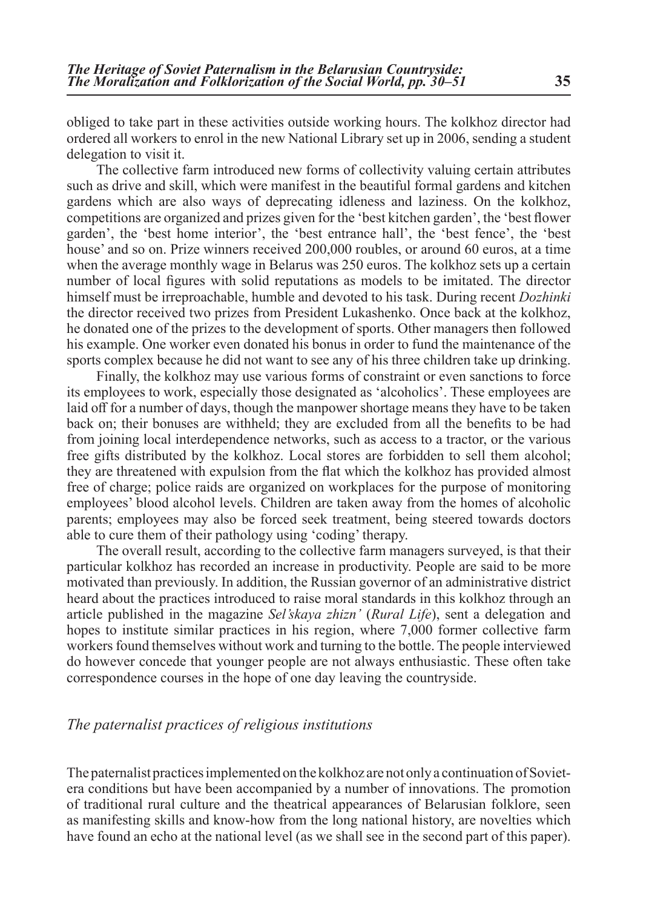obliged to take part in these activities outside working hours. The kolkhoz director had ordered all workers to enrol in the new National Library set up in 2006, sending a student delegation to visit it.

The collective farm introduced new forms of collectivity valuing certain attributes such as drive and skill, which were manifest in the beautiful formal gardens and kitchen gardens which are also ways of deprecating idleness and laziness. On the kolkhoz, competitions are organized and prizes given for the 'best kitchen garden', the 'best flower garden', the 'best home interior', the 'best entrance hall', the 'best fence', the 'best house' and so on. Prize winners received 200,000 roubles, or around 60 euros, at a time when the average monthly wage in Belarus was 250 euros. The kolkhoz sets up a certain number of local figures with solid reputations as models to be imitated. The director himself must be irreproachable, humble and devoted to his task. During recent *Dozhinki* the director received two prizes from President Lukashenko. Once back at the kolkhoz, he donated one of the prizes to the development of sports. Other managers then followed his example. One worker even donated his bonus in order to fund the maintenance of the sports complex because he did not want to see any of his three children take up drinking.

Finally, the kolkhoz may use various forms of constraint or even sanctions to force its employees to work, especially those designated as 'alcoholics'. These employees are laid off for a number of days, though the manpower shortage means they have to be taken back on; their bonuses are withheld; they are excluded from all the benefits to be had from joining local interdependence networks, such as access to a tractor, or the various free gifts distributed by the kolkhoz. Local stores are forbidden to sell them alcohol; they are threatened with expulsion from the flat which the kolkhoz has provided almost free of charge; police raids are organized on workplaces for the purpose of monitoring employees' blood alcohol levels. Children are taken away from the homes of alcoholic parents; employees may also be forced seek treatment, being steered towards doctors able to cure them of their pathology using 'coding' therapy.

The overall result, according to the collective farm managers surveyed, is that their particular kolkhoz has recorded an increase in productivity. People are said to be more motivated than previously. In addition, the Russian governor of an administrative district heard about the practices introduced to raise moral standards in this kolkhoz through an article published in the magazine *Sel'skaya zhizn'* (*Rural Life*), sent a delegation and hopes to institute similar practices in his region, where 7,000 former collective farm workers found themselves without work and turning to the bottle. The people interviewed do however concede that younger people are not always enthusiastic. These often take correspondence courses in the hope of one day leaving the countryside.

## *The paternalist practices of religious institutions*

The paternalist practices implemented on the kolkhoz are not only a continuation of Soviet-era conditions but have been accompanied by a number of innovations. The promotion of traditional rural culture and the theatrical appearances of Belarusian folklore, seen as manifesting skills and know-how from the long national history, are novelties which have found an echo at the national level (as we shall see in the second part of this paper).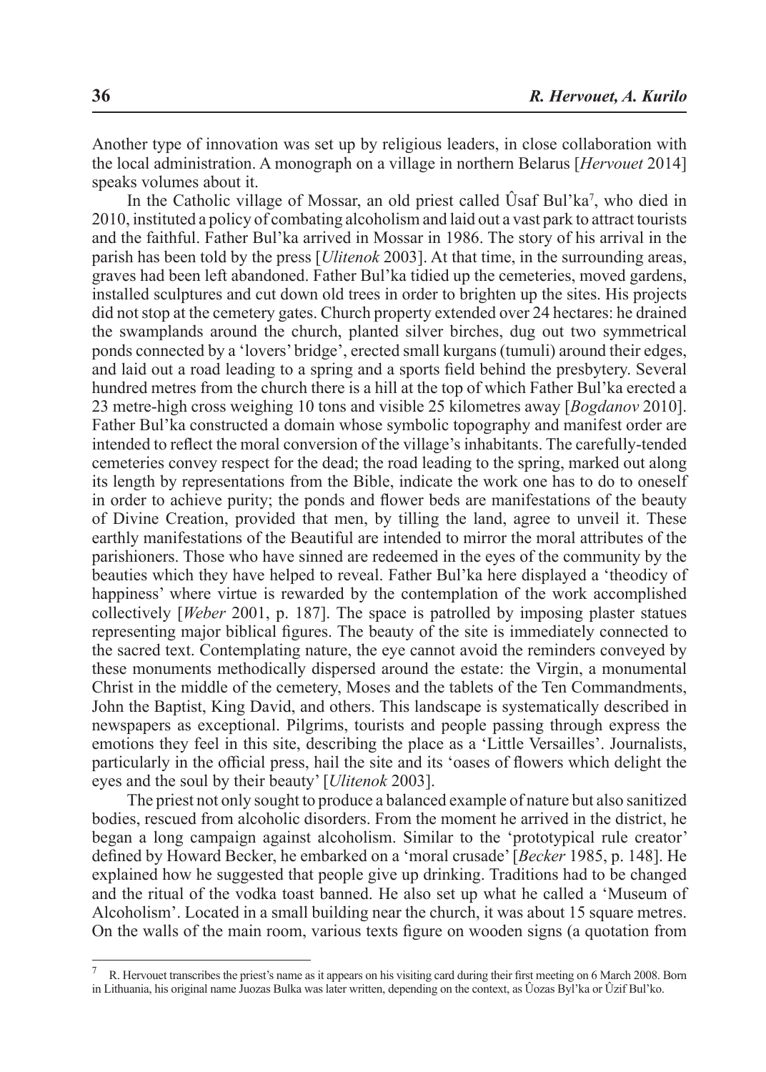Another type of innovation was set up by religious leaders, in close collaboration with the local administration. A monograph on a village in northern Belarus [*Hervouet* 2014] speaks volumes about it.

In the Catholic village of Mossar, an old priest called Ûsaf Bul'ka[7], who died in 2010, instituted a policy of combating alcoholism and laid out a vast park to attract tourists and the faithful. Father Bul'ka arrived in Mossar in 1986. The story of his arrival in the parish has been told by the press [*Ulitenok* 2003]. At that time, in the surrounding areas, graves had been left abandoned. Father Bul'ka tidied up the cemeteries, moved gardens, installed sculptures and cut down old trees in order to brighten up the sites. His projects did not stop at the cemetery gates. Church property extended over 24 hectares: he drained the swamplands around the church, planted silver birches, dug out two symmetrical ponds connected by a 'lovers' bridge', erected small kurgans (tumuli) around their edges, and laid out a road leading to a spring and a sports field behind the presbytery. Several hundred metres from the church there is a hill at the top of which Father Bul'ka erected a 23 metre-high cross weighing 10 tons and visible 25 kilometres away [*Bogdanov* 2010]. Father Bul'ka constructed a domain whose symbolic topography and manifest order are intended to reflect the moral conversion of the village's inhabitants. The carefully-tended cemeteries convey respect for the dead; the road leading to the spring, marked out along its length by representations from the Bible, indicate the work one has to do to oneself in order to achieve purity; the ponds and flower beds are manifestations of the beauty of Divine Creation, provided that men, by tilling the land, agree to unveil it. These earthly manifestations of the Beautiful are intended to mirror the moral attributes of the parishioners. Those who have sinned are redeemed in the eyes of the community by the beauties which they have helped to reveal. Father Bul'ka here displayed a 'theodicy of happiness' where virtue is rewarded by the contemplation of the work accomplished collectively [*Weber* 2001, p. 187]. The space is patrolled by imposing plaster statues representing major biblical figures. The beauty of the site is immediately connected to the sacred text. Contemplating nature, the eye cannot avoid the reminders conveyed by these monuments methodically dispersed around the estate: the Virgin, a monumental Christ in the middle of the cemetery, Moses and the tablets of the Ten Commandments, John the Baptist, King David, and others. This landscape is systematically described in newspapers as exceptional. Pilgrims, tourists and people passing through express the emotions they feel in this site, describing the place as a 'Little Versailles'. Journalists, particularly in the official press, hail the site and its 'oases of flowers which delight the eyes and the soul by their beauty' [*Ulitenok* 2003].

The priest not only sought to produce a balanced example of nature but also sanitized bodies, rescued from alcoholic disorders. From the moment he arrived in the district, he began a long campaign against alcoholism. Similar to the 'prototypical rule creator' defined by Howard Becker, he embarked on a 'moral crusade' [*Becker* 1985, p. 148]. He explained how he suggested that people give up drinking. Traditions had to be changed and the ritual of the vodka toast banned. He also set up what he called a 'Museum of Alcoholism'. Located in a small building near the church, it was about 15 square metres. On the walls of the main room, various texts figure on wooden signs (a quotation from

---

[7] R. Hervouet transcribes the priest's name as it appears on his visiting card during their first meeting on 6 March 2008. Born in Lithuania, his original name Juozas Bulka was later written, depending on the context, as Ûozas Byl'ka or Ûzif Bul'ko.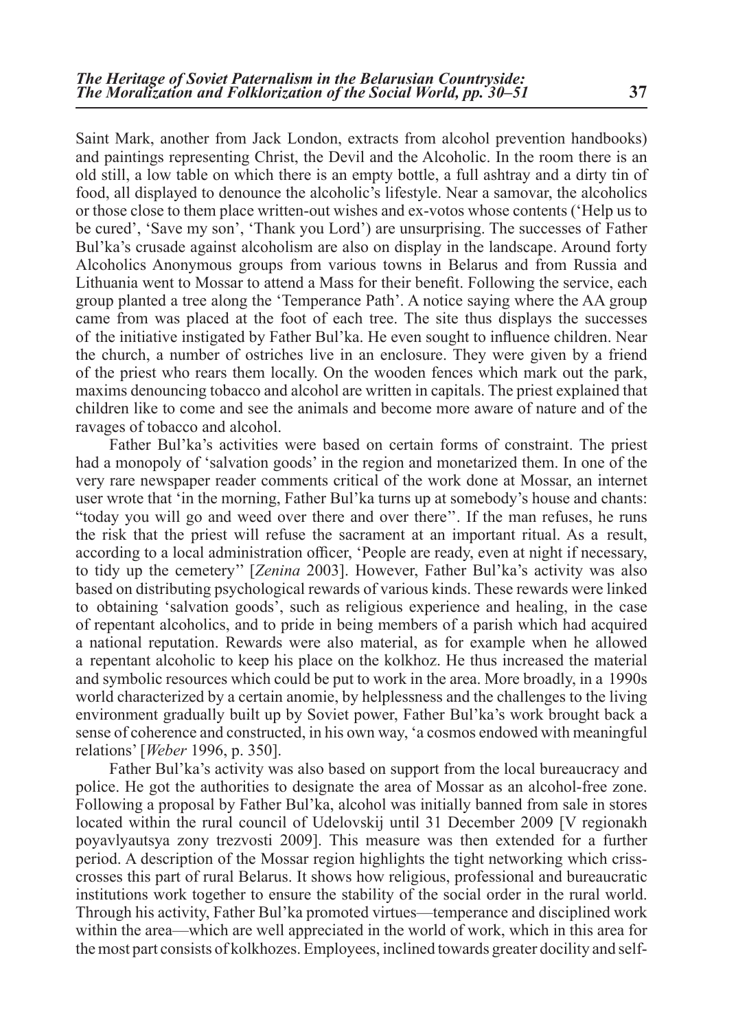Saint Mark, another from Jack London, extracts from alcohol prevention handbooks) and paintings representing Christ, the Devil and the Alcoholic. In the room there is an old still, a low table on which there is an empty bottle, a full ashtray and a dirty tin of food, all displayed to denounce the alcoholic's lifestyle. Near a samovar, the alcoholics or those close to them place written-out wishes and ex-votos whose contents ('Help us to be cured', 'Save my son', 'Thank you Lord') are unsurprising. The successes of Father Bul'ka's crusade against alcoholism are also on display in the landscape. Around forty Alcoholics Anonymous groups from various towns in Belarus and from Russia and Lithuania went to Mossar to attend a Mass for their benefit. Following the service, each group planted a tree along the 'Temperance Path'. A notice saying where the AA group came from was placed at the foot of each tree. The site thus displays the successes of the initiative instigated by Father Bul'ka. He even sought to influence children. Near the church, a number of ostriches live in an enclosure. They were given by a friend of the priest who rears them locally. On the wooden fences which mark out the park, maxims denouncing tobacco and alcohol are written in capitals. The priest explained that children like to come and see the animals and become more aware of nature and of the ravages of tobacco and alcohol.

Father Bul'ka's activities were based on certain forms of constraint. The priest had a monopoly of 'salvation goods' in the region and monetarized them. In one of the very rare newspaper reader comments critical of the work done at Mossar, an internet user wrote that 'in the morning, Father Bul'ka turns up at somebody's house and chants: "today you will go and weed over there and over there"'. If the man refuses, he runs the risk that the priest will refuse the sacrament at an important ritual. As a result, according to a local administration officer, 'People are ready, even at night if necessary, to tidy up the cemetery'' [*Zenina* 2003]. However, Father Bul'ka's activity was also based on distributing psychological rewards of various kinds. These rewards were linked to obtaining 'salvation goods', such as religious experience and healing, in the case of repentant alcoholics, and to pride in being members of a parish which had acquired a national reputation. Rewards were also material, as for example when he allowed a repentant alcoholic to keep his place on the kolkhoz. He thus increased the material and symbolic resources which could be put to work in the area. More broadly, in a 1990s world characterized by a certain anomie, by helplessness and the challenges to the living environment gradually built up by Soviet power, Father Bul'ka's work brought back a sense of coherence and constructed, in his own way, 'a cosmos endowed with meaningful relations' [*Weber* 1996, p. 350].

Father Bul'ka's activity was also based on support from the local bureaucracy and police. He got the authorities to designate the area of Mossar as an alcohol-free zone. Following a proposal by Father Bul'ka, alcohol was initially banned from sale in stores located within the rural council of Udelovskij until 31 December 2009 [V regionakh poyavlyautsya zony trezvosti 2009]. This measure was then extended for a further period. A description of the Mossar region highlights the tight networking which criss-crosses this part of rural Belarus. It shows how religious, professional and bureaucratic institutions work together to ensure the stability of the social order in the rural world. Through his activity, Father Bul'ka promoted virtues—temperance and disciplined work within the area—which are well appreciated in the world of work, which in this area for the most part consists of kolkhozes. Employees, inclined towards greater docility and self-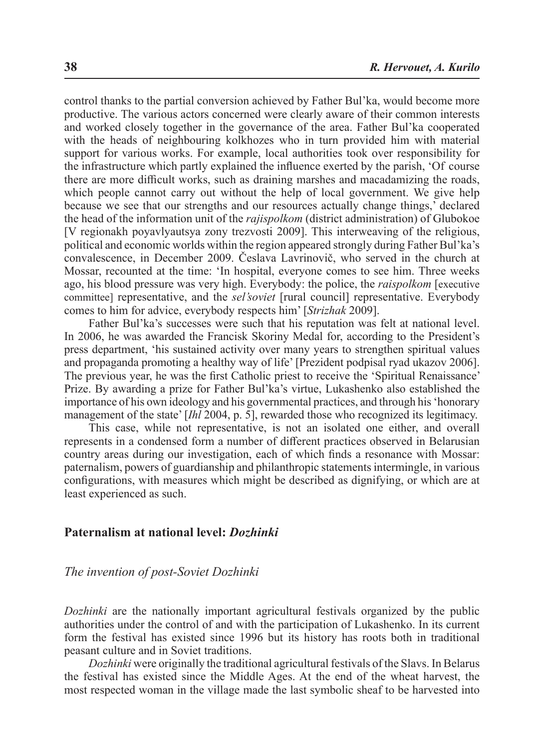control thanks to the partial conversion achieved by Father Bul'ka, would become more productive. The various actors concerned were clearly aware of their common interests and worked closely together in the governance of the area. Father Bul'ka cooperated with the heads of neighbouring kolkhozes who in turn provided him with material support for various works. For example, local authorities took over responsibility for the infrastructure which partly explained the influence exerted by the parish, 'Of course there are more difficult works, such as draining marshes and macadamizing the roads, which people cannot carry out without the help of local government. We give help because we see that our strengths and our resources actually change things,' declared the head of the information unit of the *rajispolkom* (district administration) of Glubokoe [V regionakh poyavlyautsya zony trezvosti 2009]. This interweaving of the religious, political and economic worlds within the region appeared strongly during Father Bul'ka's convalescence, in December 2009. Česlava Lavrinovič, who served in the church at Mossar, recounted at the time: 'In hospital, everyone comes to see him. Three weeks ago, his blood pressure was very high. Everybody: the police, the *raispolkom* [executive committee] representative, and the *sel'soviet* [rural council] representative. Everybody comes to him for advice, everybody respects him' [*Strizhak* 2009].

Father Bul'ka's successes were such that his reputation was felt at national level. In 2006, he was awarded the Francisk Skoriny Medal for, according to the President's press department, 'his sustained activity over many years to strengthen spiritual values and propaganda promoting a healthy way of life' [Prezident podpisal ryad ukazov 2006]. The previous year, he was the first Catholic priest to receive the 'Spiritual Renaissance' Prize. By awarding a prize for Father Bul'ka's virtue, Lukashenko also established the importance of his own ideology and his governmental practices, and through his 'honorary management of the state' [*Ihl* 2004, p. 5], rewarded those who recognized its legitimacy.

This case, while not representative, is not an isolated one either, and overall represents in a condensed form a number of different practices observed in Belarusian country areas during our investigation, each of which finds a resonance with Mossar: paternalism, powers of guardianship and philanthropic statements intermingle, in various configurations, with measures which might be described as dignifying, or which are at least experienced as such.

## Paternalism at national level: *Dozhinki*

### *The invention of post-Soviet Dozhinki*

*Dozhinki* are the nationally important agricultural festivals organized by the public authorities under the control of and with the participation of Lukashenko. In its current form the festival has existed since 1996 but its history has roots both in traditional peasant culture and in Soviet traditions.

*Dozhinki* were originally the traditional agricultural festivals of the Slavs. In Belarus the festival has existed since the Middle Ages. At the end of the wheat harvest, the most respected woman in the village made the last symbolic sheaf to be harvested into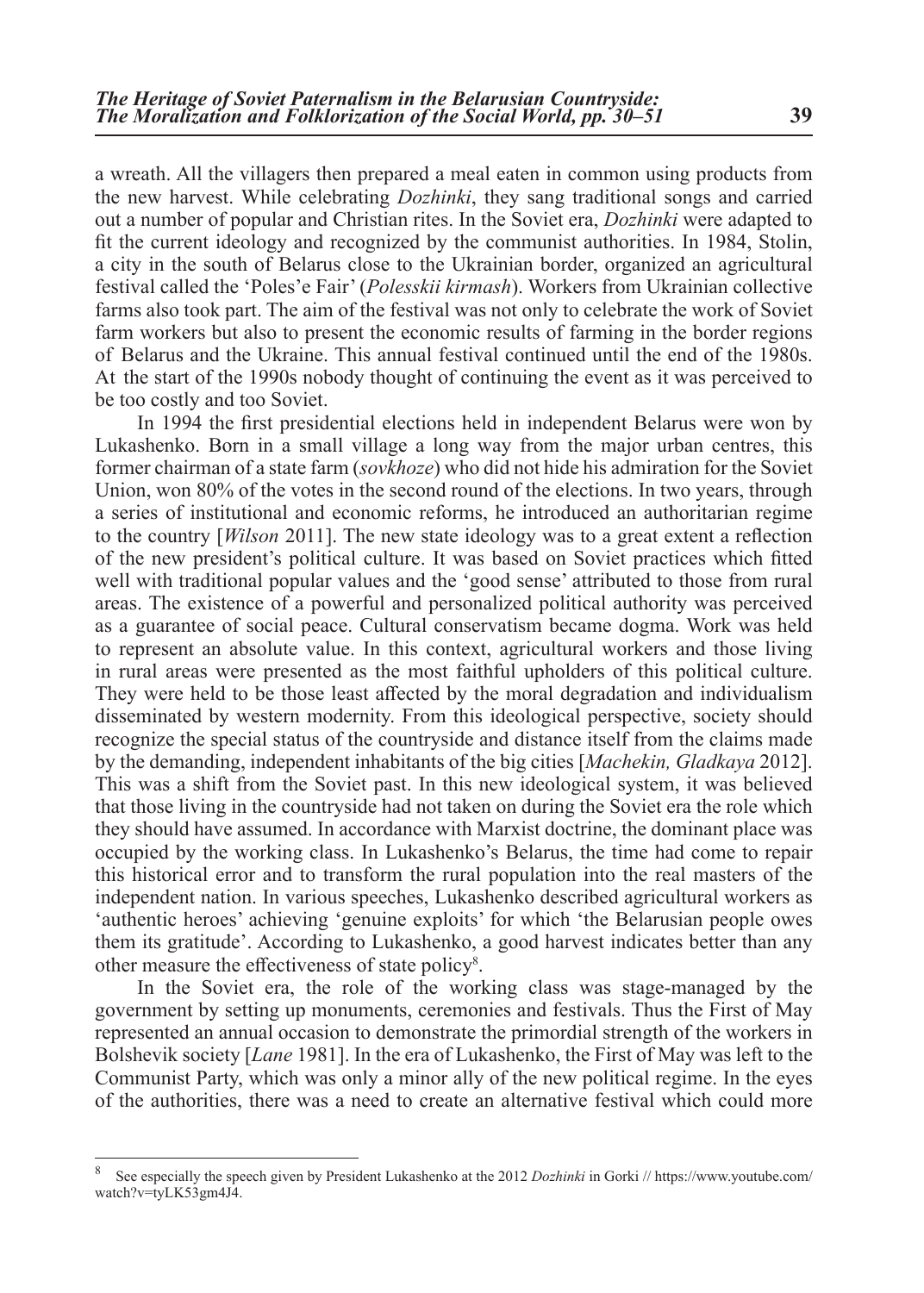a wreath. All the villagers then prepared a meal eaten in common using products from the new harvest. While celebrating *Dozhinki*, they sang traditional songs and carried out a number of popular and Christian rites. In the Soviet era, *Dozhinki* were adapted to fit the current ideology and recognized by the communist authorities. In 1984, Stolin, a city in the south of Belarus close to the Ukrainian border, organized an agricultural festival called the 'Poles'e Fair' (*Polesskii kirmash*). Workers from Ukrainian collective farms also took part. The aim of the festival was not only to celebrate the work of Soviet farm workers but also to present the economic results of farming in the border regions of Belarus and the Ukraine. This annual festival continued until the end of the 1980s. At the start of the 1990s nobody thought of continuing the event as it was perceived to be too costly and too Soviet.

In 1994 the first presidential elections held in independent Belarus were won by Lukashenko. Born in a small village a long way from the major urban centres, this former chairman of a state farm (*sovkhoze*) who did not hide his admiration for the Soviet Union, won 80% of the votes in the second round of the elections. In two years, through a series of institutional and economic reforms, he introduced an authoritarian regime to the country [*Wilson* 2011]. The new state ideology was to a great extent a reflection of the new president's political culture. It was based on Soviet practices which fitted well with traditional popular values and the 'good sense' attributed to those from rural areas. The existence of a powerful and personalized political authority was perceived as a guarantee of social peace. Cultural conservatism became dogma. Work was held to represent an absolute value. In this context, agricultural workers and those living in rural areas were presented as the most faithful upholders of this political culture. They were held to be those least affected by the moral degradation and individualism disseminated by western modernity. From this ideological perspective, society should recognize the special status of the countryside and distance itself from the claims made by the demanding, independent inhabitants of the big cities [*Machekin, Gladkaya* 2012]. This was a shift from the Soviet past. In this new ideological system, it was believed that those living in the countryside had not taken on during the Soviet era the role which they should have assumed. In accordance with Marxist doctrine, the dominant place was occupied by the working class. In Lukashenko's Belarus, the time had come to repair this historical error and to transform the rural population into the real masters of the independent nation. In various speeches, Lukashenko described agricultural workers as 'authentic heroes' achieving 'genuine exploits' for which 'the Belarusian people owes them its gratitude'. According to Lukashenko, a good harvest indicates better than any other measure the effectiveness of state policy[8].

In the Soviet era, the role of the working class was stage-managed by the government by setting up monuments, ceremonies and festivals. Thus the First of May represented an annual occasion to demonstrate the primordial strength of the workers in Bolshevik society [*Lane* 1981]. In the era of Lukashenko, the First of May was left to the Communist Party, which was only a minor ally of the new political regime. In the eyes of the authorities, there was a need to create an alternative festival which could more

---

[8] See especially the speech given by President Lukashenko at the 2012 *Dozhinki* in Gorki // https://www.youtube.com/watch?v=tyLK53gm4J4.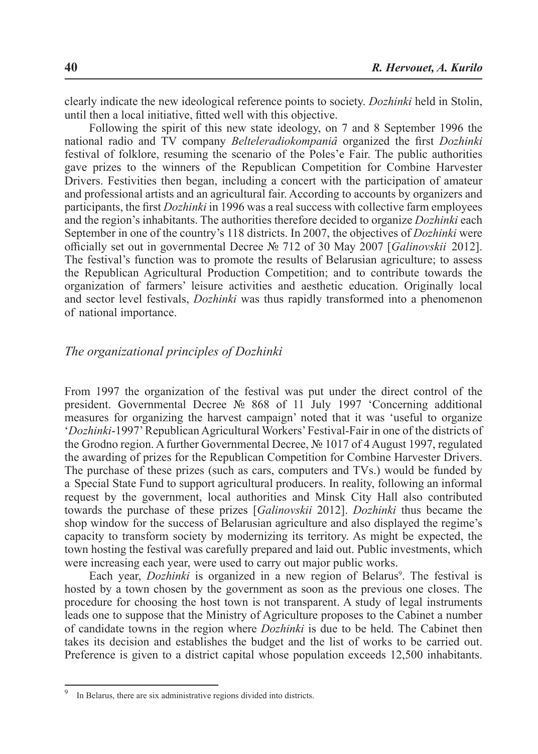clearly indicate the new ideological reference points to society. *Dozhinki* held in Stolin, until then a local initiative, fitted well with this objective.

Following the spirit of this new state ideology, on 7 and 8 September 1996 the national radio and TV company *Belteleradiokompaniâ* organized the first *Dozhinki* festival of folklore, resuming the scenario of the Poles'e Fair. The public authorities gave prizes to the winners of the Republican Competition for Combine Harvester Drivers. Festivities then began, including a concert with the participation of amateur and professional artists and an agricultural fair. According to accounts by organizers and participants, the first *Dozhinki* in 1996 was a real success with collective farm employees and the region's inhabitants. The authorities therefore decided to organize *Dozhinki* each September in one of the country's 118 districts. In 2007, the objectives of *Dozhinki* were officially set out in governmental Decree № 712 of 30 May 2007 [*Galinovskii* 2012]. The festival's function was to promote the results of Belarusian agriculture; to assess the Republican Agricultural Production Competition; and to contribute towards the organization of farmers' leisure activities and aesthetic education. Originally local and sector level festivals, *Dozhinki* was thus rapidly transformed into a phenomenon of national importance.

## *The organizational principles of Dozhinki*

From 1997 the organization of the festival was put under the direct control of the president. Governmental Decree № 868 of 11 July 1997 'Concerning additional measures for organizing the harvest campaign' noted that it was 'useful to organize '*Dozhinki*-1997' Republican Agricultural Workers' Festival-Fair in one of the districts of the Grodno region. A further Governmental Decree, № 1017 of 4 August 1997, regulated the awarding of prizes for the Republican Competition for Combine Harvester Drivers. The purchase of these prizes (such as cars, computers and TVs.) would be funded by a Special State Fund to support agricultural producers. In reality, following an informal request by the government, local authorities and Minsk City Hall also contributed towards the purchase of these prizes [*Galinovskii* 2012]. *Dozhinki* thus became the shop window for the success of Belarusian agriculture and also displayed the regime's capacity to transform society by modernizing its territory. As might be expected, the town hosting the festival was carefully prepared and laid out. Public investments, which were increasing each year, were used to carry out major public works.

Each year, *Dozhinki* is organized in a new region of Belarus[9]. The festival is hosted by a town chosen by the government as soon as the previous one closes. The procedure for choosing the host town is not transparent. A study of legal instruments leads one to suppose that the Ministry of Agriculture proposes to the Cabinet a number of candidate towns in the region where *Dozhinki* is due to be held. The Cabinet then takes its decision and establishes the budget and the list of works to be carried out. Preference is given to a district capital whose population exceeds 12,500 inhabitants.

[9] In Belarus, there are six administrative regions divided into districts.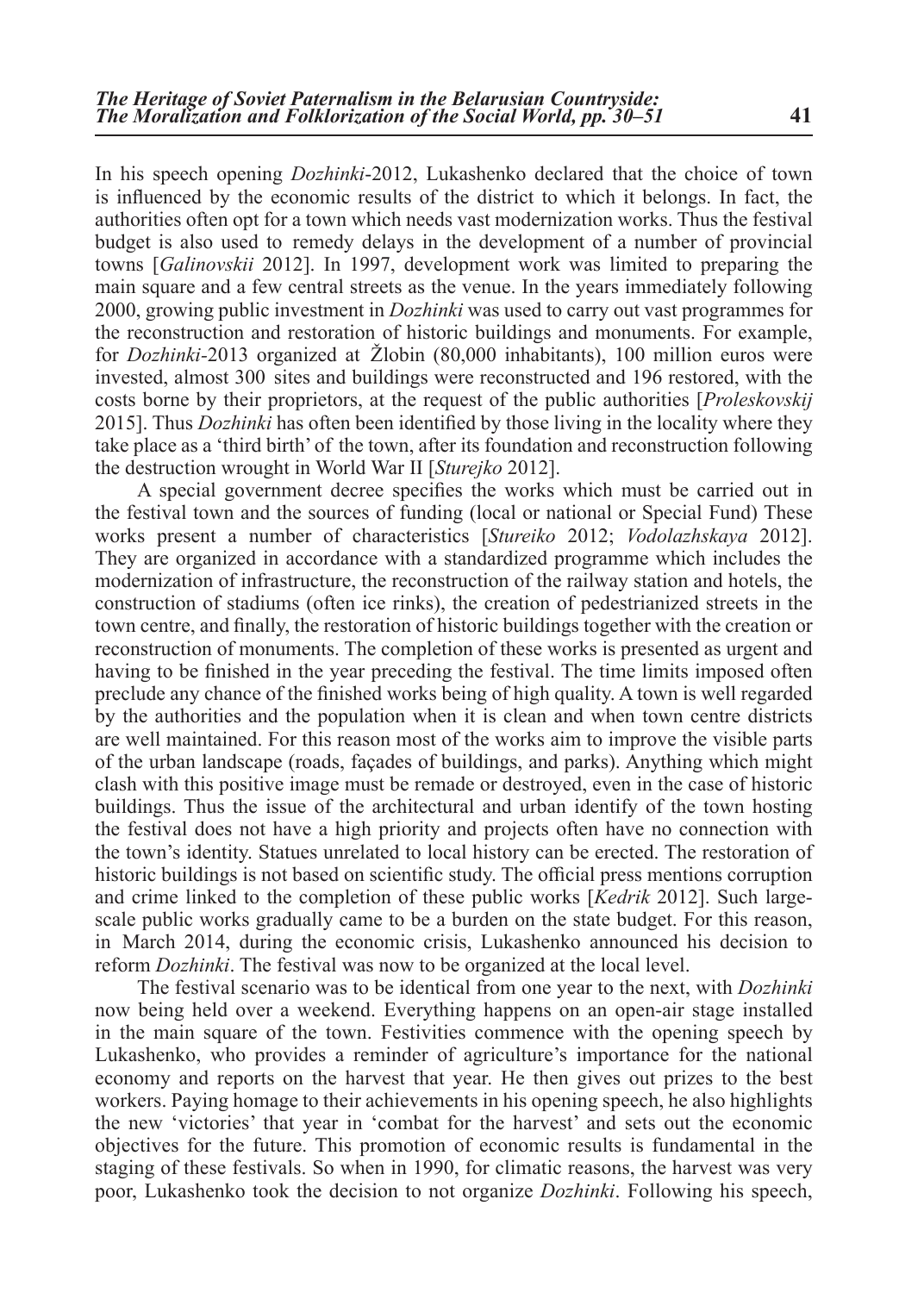In his speech opening *Dozhinki*-2012, Lukashenko declared that the choice of town is influenced by the economic results of the district to which it belongs. In fact, the authorities often opt for a town which needs vast modernization works. Thus the festival budget is also used to remedy delays in the development of a number of provincial towns [*Galinovskii* 2012]. In 1997, development work was limited to preparing the main square and a few central streets as the venue. In the years immediately following 2000, growing public investment in *Dozhinki* was used to carry out vast programmes for the reconstruction and restoration of historic buildings and monuments. For example, for *Dozhinki*-2013 organized at Žlobin (80,000 inhabitants), 100 million euros were invested, almost 300 sites and buildings were reconstructed and 196 restored, with the costs borne by their proprietors, at the request of the public authorities [*Proleskovskij* 2015]. Thus *Dozhinki* has often been identified by those living in the locality where they take place as a 'third birth' of the town, after its foundation and reconstruction following the destruction wrought in World War II [*Sturejko* 2012].

A special government decree specifies the works which must be carried out in the festival town and the sources of funding (local or national or Special Fund) These works present a number of characteristics [*Stureiko* 2012; *Vodolazhskaya* 2012]. They are organized in accordance with a standardized programme which includes the modernization of infrastructure, the reconstruction of the railway station and hotels, the construction of stadiums (often ice rinks), the creation of pedestrianized streets in the town centre, and finally, the restoration of historic buildings together with the creation or reconstruction of monuments. The completion of these works is presented as urgent and having to be finished in the year preceding the festival. The time limits imposed often preclude any chance of the finished works being of high quality. A town is well regarded by the authorities and the population when it is clean and when town centre districts are well maintained. For this reason most of the works aim to improve the visible parts of the urban landscape (roads, façades of buildings, and parks). Anything which might clash with this positive image must be remade or destroyed, even in the case of historic buildings. Thus the issue of the architectural and urban identify of the town hosting the festival does not have a high priority and projects often have no connection with the town's identity. Statues unrelated to local history can be erected. The restoration of historic buildings is not based on scientific study. The official press mentions corruption and crime linked to the completion of these public works [*Kedrik* 2012]. Such large-scale public works gradually came to be a burden on the state budget. For this reason, in March 2014, during the economic crisis, Lukashenko announced his decision to reform *Dozhinki*. The festival was now to be organized at the local level.

The festival scenario was to be identical from one year to the next, with *Dozhinki* now being held over a weekend. Everything happens on an open-air stage installed in the main square of the town. Festivities commence with the opening speech by Lukashenko, who provides a reminder of agriculture's importance for the national economy and reports on the harvest that year. He then gives out prizes to the best workers. Paying homage to their achievements in his opening speech, he also highlights the new 'victories' that year in 'combat for the harvest' and sets out the economic objectives for the future. This promotion of economic results is fundamental in the staging of these festivals. So when in 1990, for climatic reasons, the harvest was very poor, Lukashenko took the decision to not organize *Dozhinki*. Following his speech,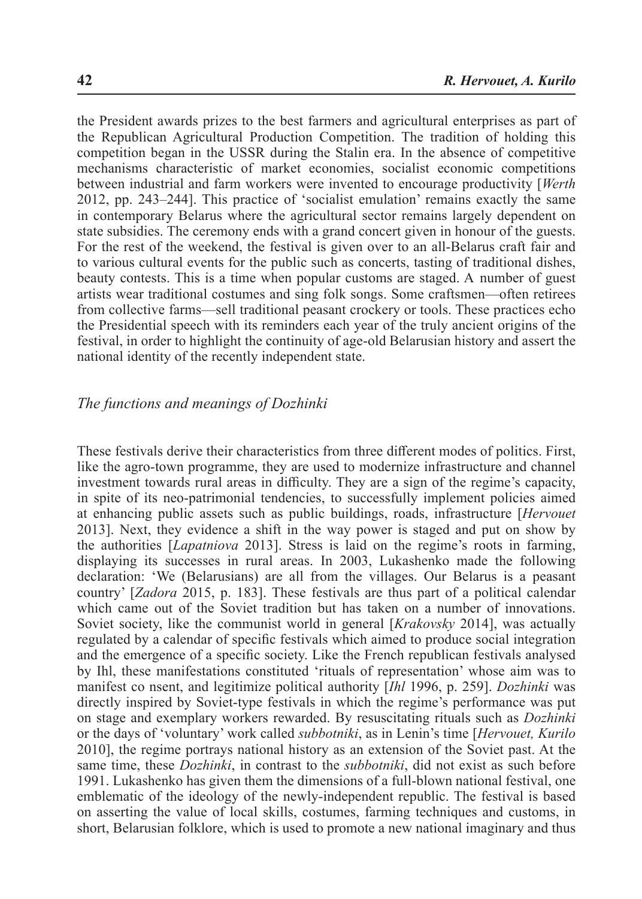the President awards prizes to the best farmers and agricultural enterprises as part of the Republican Agricultural Production Competition. The tradition of holding this competition began in the USSR during the Stalin era. In the absence of competitive mechanisms characteristic of market economies, socialist economic competitions between industrial and farm workers were invented to encourage productivity [*Werth* 2012, pp. 243–244]. This practice of 'socialist emulation' remains exactly the same in contemporary Belarus where the agricultural sector remains largely dependent on state subsidies. The ceremony ends with a grand concert given in honour of the guests. For the rest of the weekend, the festival is given over to an all-Belarus craft fair and to various cultural events for the public such as concerts, tasting of traditional dishes, beauty contests. This is a time when popular customs are staged. A number of guest artists wear traditional costumes and sing folk songs. Some craftsmen—often retirees from collective farms—sell traditional peasant crockery or tools. These practices echo the Presidential speech with its reminders each year of the truly ancient origins of the festival, in order to highlight the continuity of age-old Belarusian history and assert the national identity of the recently independent state.

### *The functions and meanings of Dozhinki*

These festivals derive their characteristics from three different modes of politics. First, like the agro-town programme, they are used to modernize infrastructure and channel investment towards rural areas in difficulty. They are a sign of the regime's capacity, in spite of its neo-patrimonial tendencies, to successfully implement policies aimed at enhancing public assets such as public buildings, roads, infrastructure [*Hervouet* 2013]. Next, they evidence a shift in the way power is staged and put on show by the authorities [*Lapatniova* 2013]. Stress is laid on the regime's roots in farming, displaying its successes in rural areas. In 2003, Lukashenko made the following declaration: 'We (Belarusians) are all from the villages. Our Belarus is a peasant country' [*Zadora* 2015, p. 183]. These festivals are thus part of a political calendar which came out of the Soviet tradition but has taken on a number of innovations. Soviet society, like the communist world in general [*Krakovsky* 2014], was actually regulated by a calendar of specific festivals which aimed to produce social integration and the emergence of a specific society. Like the French republican festivals analysed by Ihl, these manifestations constituted 'rituals of representation' whose aim was to manifest co nsent, and legitimize political authority [*Ihl* 1996, p. 259]. *Dozhinki* was directly inspired by Soviet-type festivals in which the regime's performance was put on stage and exemplary workers rewarded. By resuscitating rituals such as *Dozhinki* or the days of 'voluntary' work called *subbotniki*, as in Lenin's time [*Hervouet, Kurilo* 2010], the regime portrays national history as an extension of the Soviet past. At the same time, these *Dozhinki*, in contrast to the *subbotniki*, did not exist as such before 1991. Lukashenko has given them the dimensions of a full-blown national festival, one emblematic of the ideology of the newly-independent republic. The festival is based on asserting the value of local skills, costumes, farming techniques and customs, in short, Belarusian folklore, which is used to promote a new national imaginary and thus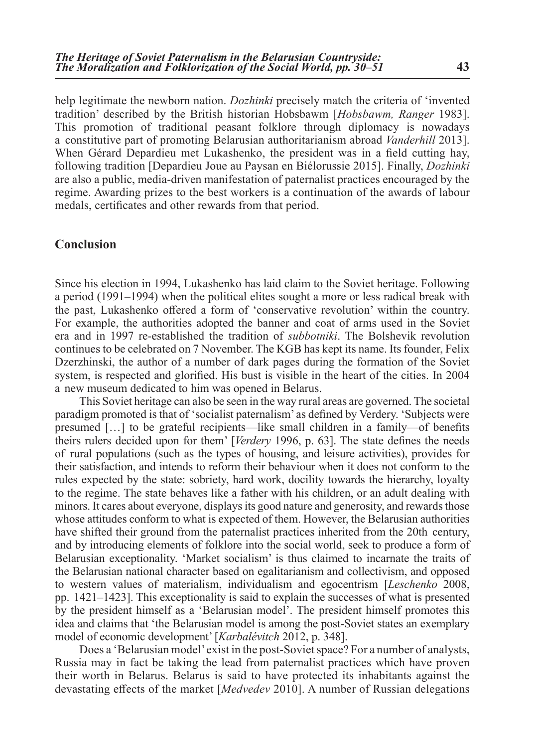help legitimate the newborn nation. *Dozhinki* precisely match the criteria of 'invented tradition' described by the British historian Hobsbawm [*Hobsbawm, Ranger* 1983]. This promotion of traditional peasant folklore through diplomacy is nowadays a constitutive part of promoting Belarusian authoritarianism abroad *Vanderhill* 2013]. When Gérard Depardieu met Lukashenko, the president was in a field cutting hay, following tradition [Depardieu Joue au Paysan en Biélorussie 2015]. Finally, *Dozhinki* are also a public, media-driven manifestation of paternalist practices encouraged by the regime. Awarding prizes to the best workers is a continuation of the awards of labour medals, certificates and other rewards from that period.

## Conclusion

Since his election in 1994, Lukashenko has laid claim to the Soviet heritage. Following a period (1991–1994) when the political elites sought a more or less radical break with the past, Lukashenko offered a form of 'conservative revolution' within the country. For example, the authorities adopted the banner and coat of arms used in the Soviet era and in 1997 re-established the tradition of *subbotniki*. The Bolshevik revolution continues to be celebrated on 7 November. The KGB has kept its name. Its founder, Felix Dzerzhinski, the author of a number of dark pages during the formation of the Soviet system, is respected and glorified. His bust is visible in the heart of the cities. In 2004 a new museum dedicated to him was opened in Belarus.

This Soviet heritage can also be seen in the way rural areas are governed. The societal paradigm promoted is that of 'socialist paternalism' as defined by Verdery. 'Subjects were presumed […] to be grateful recipients—like small children in a family—of benefits theirs rulers decided upon for them' [*Verdery* 1996, p. 63]. The state defines the needs of rural populations (such as the types of housing, and leisure activities), provides for their satisfaction, and intends to reform their behaviour when it does not conform to the rules expected by the state: sobriety, hard work, docility towards the hierarchy, loyalty to the regime. The state behaves like a father with his children, or an adult dealing with minors. It cares about everyone, displays its good nature and generosity, and rewards those whose attitudes conform to what is expected of them. However, the Belarusian authorities have shifted their ground from the paternalist practices inherited from the 20th century, and by introducing elements of folklore into the social world, seek to produce a form of Belarusian exceptionality. 'Market socialism' is thus claimed to incarnate the traits of the Belarusian national character based on egalitarianism and collectivism, and opposed to western values of materialism, individualism and egocentrism [*Leschenko* 2008, pp. 1421–1423]. This exceptionality is said to explain the successes of what is presented by the president himself as a 'Belarusian model'. The president himself promotes this idea and claims that 'the Belarusian model is among the post-Soviet states an exemplary model of economic development' [*Karbalévitch* 2012, p. 348].

Does a 'Belarusian model' exist in the post-Soviet space? For a number of analysts, Russia may in fact be taking the lead from paternalist practices which have proven their worth in Belarus. Belarus is said to have protected its inhabitants against the devastating effects of the market [*Medvedev* 2010]. A number of Russian delegations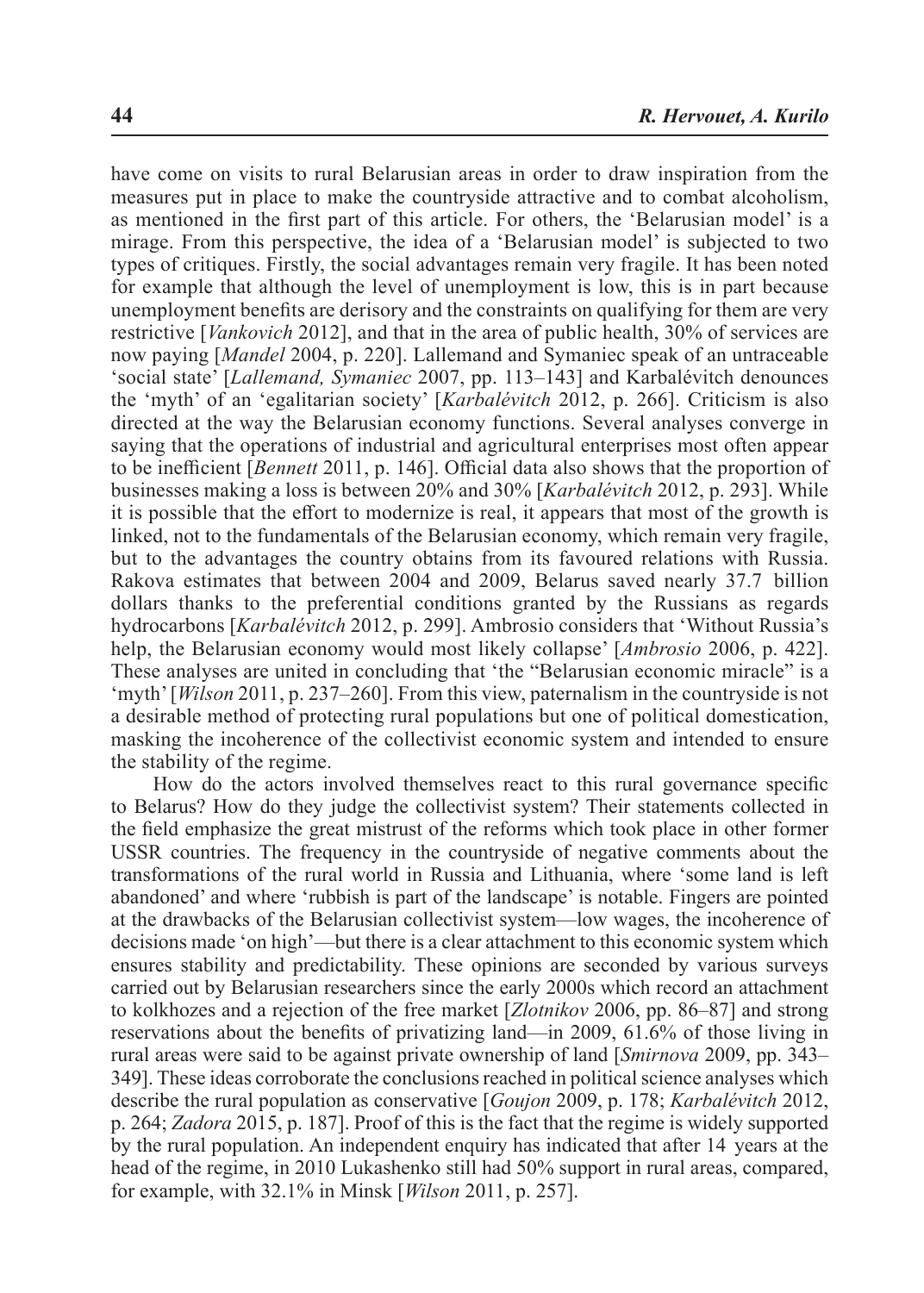have come on visits to rural Belarusian areas in order to draw inspiration from the measures put in place to make the countryside attractive and to combat alcoholism, as mentioned in the first part of this article. For others, the 'Belarusian model' is a mirage. From this perspective, the idea of a 'Belarusian model' is subjected to two types of critiques. Firstly, the social advantages remain very fragile. It has been noted for example that although the level of unemployment is low, this is in part because unemployment benefits are derisory and the constraints on qualifying for them are very restrictive [*Vankovich* 2012], and that in the area of public health, 30% of services are now paying [*Mandel* 2004, p. 220]. Lallemand and Symaniec speak of an untraceable 'social state' [*Lallemand, Symaniec* 2007, pp. 113–143] and Karbalévitch denounces the 'myth' of an 'egalitarian society' [*Karbalévitch* 2012, p. 266]. Criticism is also directed at the way the Belarusian economy functions. Several analyses converge in saying that the operations of industrial and agricultural enterprises most often appear to be inefficient [*Bennett* 2011, p. 146]. Official data also shows that the proportion of businesses making a loss is between 20% and 30% [*Karbalévitch* 2012, p. 293]. While it is possible that the effort to modernize is real, it appears that most of the growth is linked, not to the fundamentals of the Belarusian economy, which remain very fragile, but to the advantages the country obtains from its favoured relations with Russia. Rakova estimates that between 2004 and 2009, Belarus saved nearly 37.7 billion dollars thanks to the preferential conditions granted by the Russians as regards hydrocarbons [*Karbalévitch* 2012, p. 299]. Ambrosio considers that 'Without Russia's help, the Belarusian economy would most likely collapse' [*Ambrosio* 2006, p. 422]. These analyses are united in concluding that 'the "Belarusian economic miracle" is a 'myth' [*Wilson* 2011, p. 237–260]. From this view, paternalism in the countryside is not a desirable method of protecting rural populations but one of political domestication, masking the incoherence of the collectivist economic system and intended to ensure the stability of the regime.

How do the actors involved themselves react to this rural governance specific to Belarus? How do they judge the collectivist system? Their statements collected in the field emphasize the great mistrust of the reforms which took place in other former USSR countries. The frequency in the countryside of negative comments about the transformations of the rural world in Russia and Lithuania, where 'some land is left abandoned' and where 'rubbish is part of the landscape' is notable. Fingers are pointed at the drawbacks of the Belarusian collectivist system—low wages, the incoherence of decisions made 'on high'—but there is a clear attachment to this economic system which ensures stability and predictability. These opinions are seconded by various surveys carried out by Belarusian researchers since the early 2000s which record an attachment to kolkhozes and a rejection of the free market [*Zlotnikov* 2006, pp. 86–87] and strong reservations about the benefits of privatizing land—in 2009, 61.6% of those living in rural areas were said to be against private ownership of land [*Smirnova* 2009, pp. 343–349]. These ideas corroborate the conclusions reached in political science analyses which describe the rural population as conservative [*Goujon* 2009, p. 178; *Karbalévitch* 2012, p. 264; *Zadora* 2015, p. 187]. Proof of this is the fact that the regime is widely supported by the rural population. An independent enquiry has indicated that after 14 years at the head of the regime, in 2010 Lukashenko still had 50% support in rural areas, compared, for example, with 32.1% in Minsk [*Wilson* 2011, p. 257].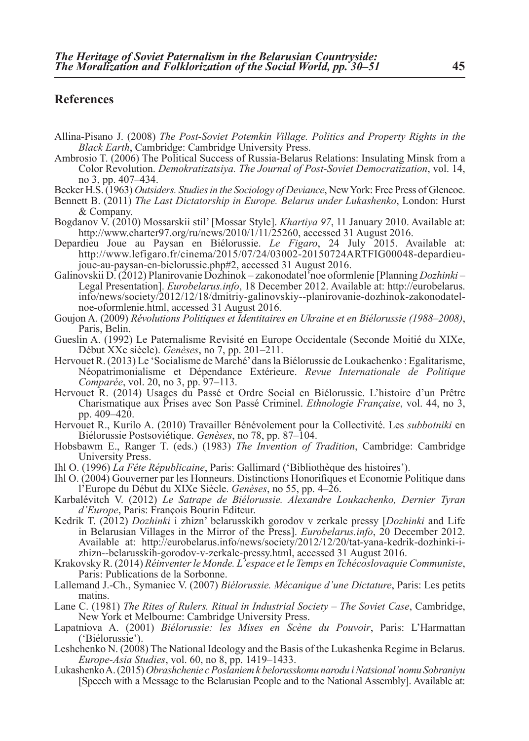## References

Allina-Pisano J. (2008) *The Post-Soviet Potemkin Village. Politics and Property Rights in the Black Earth*, Cambridge: Cambridge University Press.

Ambrosio T. (2006) The Political Success of Russia-Belarus Relations: Insulating Minsk from a Color Revolution. *Demokratizatsiya. The Journal of Post-Soviet Democratization*, vol. 14, no 3, pp. 407–434.

Becker H.S. (1963) *Outsiders. Studies in the Sociology of Deviance*, New York: Free Press of Glencoe.

Bennett B. (2011) *The Last Dictatorship in Europe. Belarus under Lukashenko*, London: Hurst & Company.

Bogdanov V. (2010) Mossarskii stil' [Mossar Style]. *Khartiya 97*, 11 January 2010. Available at: http://www.charter97.org/ru/news/2010/1/11/25260, accessed 31 August 2016.

Depardieu Joue au Paysan en Biélorussie. *Le Figaro*, 24 July 2015. Available at: http://www.lefigaro.fr/cinema/2015/07/24/03002-20150724ARTFIG00048-depardieu-joue-au-paysan-en-bielorussie.php#2, accessed 31 August 2016.

Galinovskii D. (2012) Planirovanie Dozhinok – zakonodatel'noe oformlenie [Planning *Dozhinki* – Legal Presentation]. *Eurobelarus.info*, 18 December 2012. Available at: http://eurobelarus.info/news/society/2012/12/18/dmitriy-galinovskiy--planirovanie-dozhinok-zakonodatel-noe-oformlenie.html, accessed 31 August 2016.

Goujon A. (2009) *Révolutions Politiques et Identitaires en Ukraine et en Biélorussie (1988–2008)*, Paris, Belin.

Gueslin A. (1992) Le Paternalisme Revisité en Europe Occidentale (Seconde Moitié du XIXe, Début XXe siècle). *Genèses*, no 7, pp. 201–211.

Hervouet R. (2013) Le 'Socialisme de Marché' dans la Biélorussie de Loukachenko : Egalitarisme, Néopatrimonialisme et Dépendance Extérieure. *Revue Internationale de Politique Comparée*, vol. 20, no 3, pp. 97–113.

Hervouet R. (2014) Usages du Passé et Ordre Social en Biélorussie. L'histoire d'un Prêtre Charismatique aux Prises avec Son Passé Criminel. *Ethnologie Française*, vol. 44, no 3, pp. 409–420.

Hervouet R., Kurilo A. (2010) Travailler Bénévolement pour la Collectivité. Les *subbotniki* en Biélorussie Postsoviétique. *Genèses*, no 78, pp. 87–104.

Hobsbawm E., Ranger T. (eds.) (1983) *The Invention of Tradition*, Cambridge: Cambridge University Press.

Ihl O. (1996) *La Fête Républicaine*, Paris: Gallimard ('Bibliothèque des histoires').

Ihl O. (2004) Gouverner par les Honneurs. Distinctions Honorifiques et Economie Politique dans l'Europe du Début du XIXe Siècle. *Genèses*, no 55, pp. 4–26.

Karbalévitch V. (2012) *Le Satrape de Biélorussie. Alexandre Loukachenko, Dernier Tyran d'Europe*, Paris: François Bourin Editeur.

Kedrik T. (2012) *Dozhinki* i zhizn' belarusskikh gorodov v zerkale pressy [*Dozhinki* and Life in Belarusian Villages in the Mirror of the Press]. *Eurobelarus.info*, 20 December 2012. Available at: http://eurobelarus.info/news/society/2012/12/20/tat-yana-kedrik-dozhinki-i-zhizn--belarusskih-gorodov-v-zerkale-pressy.html, accessed 31 August 2016.

Krakovsky R. (2014) *Réinventer le Monde. L'espace et le Temps en Tchécoslovaquie Communiste*, Paris: Publications de la Sorbonne.

Lallemand J.-Ch., Symaniec V. (2007) *Biélorussie. Mécanique d'une Dictature*, Paris: Les petits matins.

Lane C. (1981) *The Rites of Rulers. Ritual in Industrial Society – The Soviet Case*, Cambridge, New York et Melbourne: Cambridge University Press.

Lapatniova A. (2001) *Biélorussie: les Mises en Scène du Pouvoir*, Paris: L'Harmattan ('Biélorussie').

Leshchenko N. (2008) The National Ideology and the Basis of the Lukashenka Regime in Belarus. *Europe-Asia Studies*, vol. 60, no 8, pp. 1419–1433.

Lukashenko A. (2015) *Obrashchenie c Poslaniem k belorusskomu narodu i Natsional'nomu Sobraniyu* [Speech with a Message to the Belarusian People and to the National Assembly]. Available at: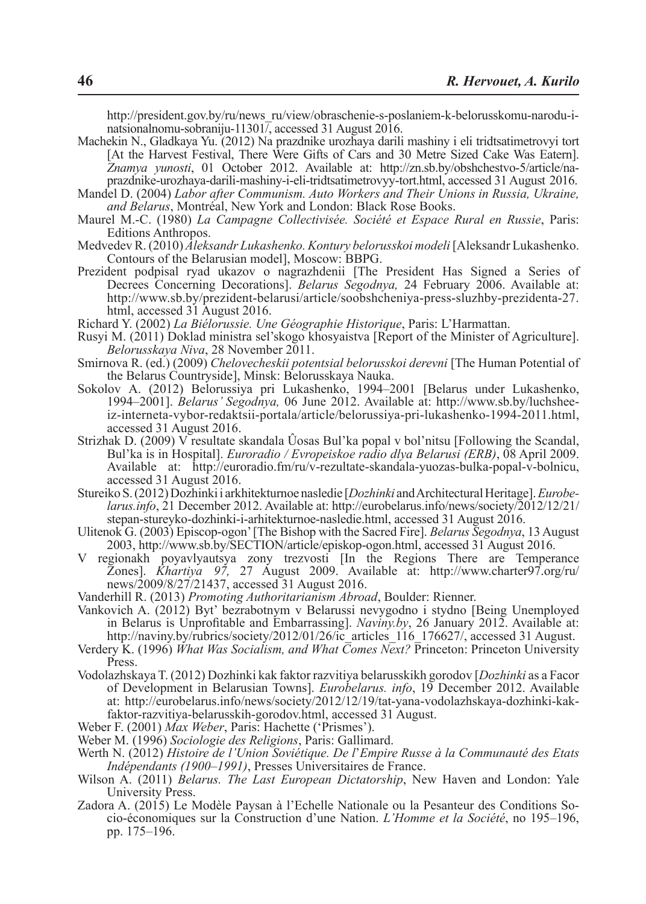http://president.gov.by/ru/news_ru/view/obraschenie-s-poslaniem-k-belorusskomu-narodu-i-natsionalnomu-sobraniju-11301/, accessed 31 August 2016.

Machekin N., Gladkaya Yu. (2012) Na prazdnike urozhaya darili mashiny i eli tridtsatimetrovyi tort [At the Harvest Festival, There Were Gifts of Cars and 30 Metre Sized Cake Was Eatern]. *Znamya yunosti*, 01 October 2012. Available at: http://zn.sb.by/obshchestvo-5/article/na-prazdnike-urozhaya-darili-mashiny-i-eli-tridtsatimetrovyy-tort.html, accessed 31 August 2016.

Mandel D. (2004) *Labor after Communism. Auto Workers and Their Unions in Russia, Ukraine, and Belarus*, Montréal, New York and London: Black Rose Books.

Maurel M.-C. (1980) *La Campagne Collectivisée. Société et Espace Rural en Russie*, Paris: Editions Anthropos.

Medvedev R. (2010) *Aleksandr Lukashenko. Kontury belorusskoi modeli* [Aleksandr Lukashenko. Contours of the Belarusian model], Moscow: BBPG.

Prezident podpisal ryad ukazov o nagrazhdenii [The President Has Signed a Series of Decrees Concerning Decorations]. *Belarus Segodnya,* 24 February 2006. Available at: http://www.sb.by/prezident-belarusi/article/soobshcheniya-press-sluzhby-prezidenta-27.html, accessed 31 August 2016.

Richard Y. (2002) *La Biélorussie. Une Géographie Historique*, Paris: L'Harmattan.

Rusyi M. (2011) Doklad ministra sel'skogo khosyaistva [Report of the Minister of Agriculture]. *Belorusskaya Niva*, 28 November 2011.

Smirnova R. (ed.) (2009) *Chelovecheskii potentsial belorusskoi derevni* [The Human Potential of the Belarus Countryside], Minsk: Belorusskaya Nauka.

Sokolov A. (2012) Belorussiya pri Lukashenko, 1994–2001 [Belarus under Lukashenko, 1994–2001]. *Belarus' Segodnya,* 06 June 2012. Available at: http://www.sb.by/luchshee-iz-interneta-vybor-redaktsii-portala/article/belorussiya-pri-lukashenko-1994-2011.html, accessed 31 August 2016.

Strizhak D. (2009) V resultate skandala Ûosas Bul'ka popal v bol'nitsu [Following the Scandal, Bul'ka is in Hospital]. *Euroradio / Evropeiskoe radio dlya Belarusi (ERB)*, 08 April 2009. Available at: http://euroradio.fm/ru/v-rezultate-skandala-yuozas-bulka-popal-v-bolnicu, accessed 31 August 2016.

Stureiko S. (2012) Dozhinki i arkhitekturnoe nasledie [*Dozhinki* and Architectural Heritage]. *Eurobelarus.info*, 21 December 2012. Available at: http://eurobelarus.info/news/society/2012/12/21/stepan-stureyko-dozhinki-i-arhitekturnoe-nasledie.html, accessed 31 August 2016.

Ulitenok G. (2003) Episcop-ogon' [The Bishop with the Sacred Fire]. *Belarus Segodnya*, 13 August 2003, http://www.sb.by/SECTION/article/episkop-ogon.html, accessed 31 August 2016.

V regionakh poyavlyautsya zony trezvosti [In the Regions There are Temperance Zones]. *Khartiya 97,* 27 August 2009. Available at: http://www.charter97.org/ru/news/2009/8/27/21437, accessed 31 August 2016.

Vanderhill R. (2013) *Promoting Authoritarianism Abroad*, Boulder: Rienner.

Vankovich A. (2012) Byt' bezrabotnym v Belarussi nevygodno i stydno [Being Unemployed in Belarus is Unprofitable and Embarrassing]. *Naviny.by*, 26 January 2012. Available at: http://naviny.by/rubrics/society/2012/01/26/ic_articles_116_176627/, accessed 31 August.

Verdery K. (1996) *What Was Socialism, and What Comes Next?* Princeton: Princeton University Press.

Vodolazhskaya T. (2012) Dozhinki kak faktor razvitiya belarusskikh gorodov [*Dozhinki* as a Facor of Development in Belarusian Towns]. *Eurobelarus. info*, 19 December 2012. Available at: http://eurobelarus.info/news/society/2012/12/19/tat-yana-vodolazhskaya-dozhinki-kak-faktor-razvitiya-belarusskih-gorodov.html, accessed 31 August.

Weber F. (2001) *Max Weber*, Paris: Hachette ('Prismes').

Weber M. (1996) *Sociologie des Religions*, Paris: Gallimard.

Werth N. (2012) *Histoire de l'Union Soviétique. De l'Empire Russe à la Communauté des Etats Indépendants (1900–1991)*, Presses Universitaires de France.

Wilson A. (2011) *Belarus. The Last European Dictatorship*, New Haven and London: Yale University Press.

Zadora A. (2015) Le Modèle Paysan à l'Echelle Nationale ou la Pesanteur des Conditions Socio-économiques sur la Construction d'une Nation. *L'Homme et la Société*, no 195–196, pp. 175–196.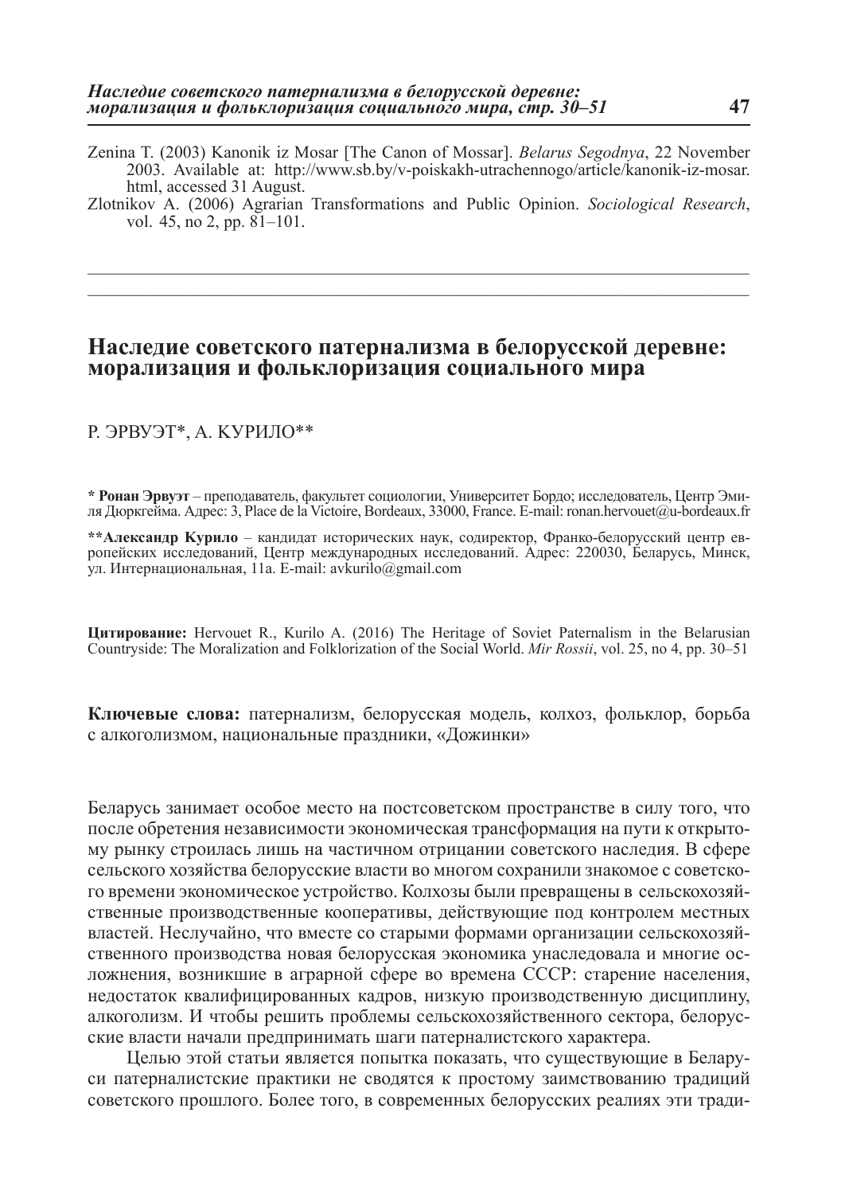Zenina T. (2003) Kanonik iz Mosar [The Canon of Mossar]. *Belarus Segodnya*, 22 November 2003. Available at: http://www.sb.by/v-poiskakh-utrachennogo/article/kanonik-iz-mosar.html, accessed 31 August.

Zlotnikov A. (2006) Agrarian Transformations and Public Opinion. *Sociological Research*, vol. 45, no 2, pp. 81–101.

---

# Наследие советского патернализма в белорусской деревне: морализация и фольклоризация социального мира

Р. ЭРВУЭТ*, А. КУРИЛО**

**\* Ронан Эрвуэт** – преподаватель, факультет социологии, Университет Бордо; исследователь, Центр Эмиля Дюркгейма. Адрес: 3, Place de la Victoire, Bordeaux, 33000, France. E-mail: ronan.hervouet@u-bordeaux.fr

**\*\*Александр Курило** – кандидат исторических наук, содиректор, Франко-белорусский центр европейских исследований, Центр международных исследований. Адрес: 220030, Беларусь, Минск, ул. Интернациональная, 11а. E-mail: avkurilo@gmail.com

**Цитирование:** Hervouet R., Kurilo A. (2016) The Heritage of Soviet Paternalism in the Belarusian Countryside: The Moralization and Folklorization of the Social World. *Mir Rossii*, vol. 25, no 4, pp. 30–51

**Ключевые слова:** патернализм, белорусская модель, колхоз, фольклор, борьба с алкоголизмом, национальные праздники, «Дожинки»

Беларусь занимает особое место на постсоветском пространстве в силу того, что после обретения независимости экономическая трансформация на пути к открытому рынку строилась лишь на частичном отрицании советского наследия. В сфере сельского хозяйства белорусские власти во многом сохранили знакомое с советского времени экономическое устройство. Колхозы были превращены в сельскохозяйственные производственные кооперативы, действующие под контролем местных властей. Неслучайно, что вместе со старыми формами организации сельскохозяйственного производства новая белорусская экономика унаследовала и многие осложнения, возникшие в аграрной сфере во времена СССР: старение населения, недостаток квалифицированных кадров, низкую производственную дисциплину, алкоголизм. И чтобы решить проблемы сельскохозяйственного сектора, белорусские власти начали предпринимать шаги патерналистского характера.

Целью этой статьи является попытка показать, что существующие в Беларуси патерналистские практики не сводятся к простому заимствованию традиций советского прошлого. Более того, в современных белорусских реалиях эти тради-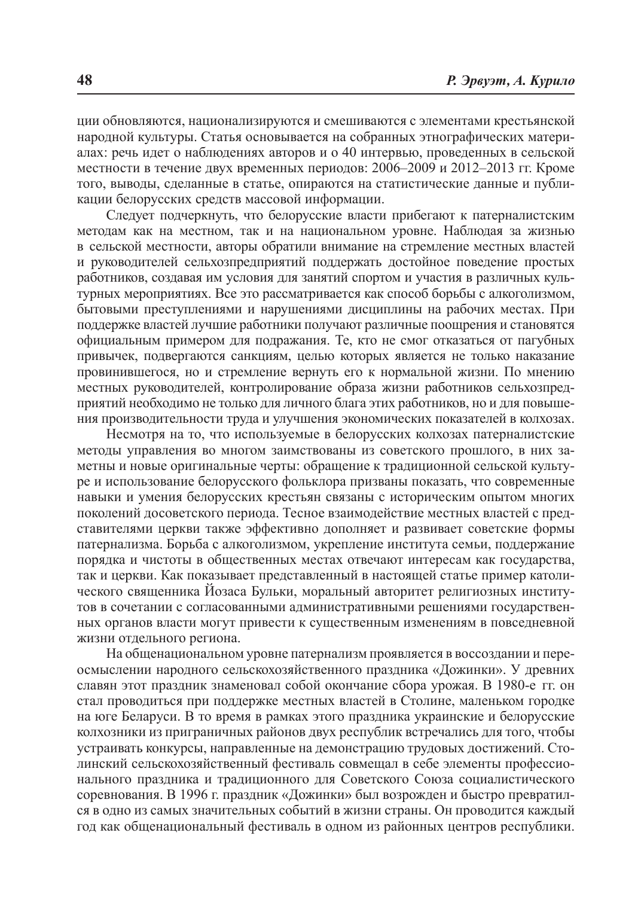ции обновляются, национализируются и смешиваются с элементами крестьянской народной культуры. Статья основывается на собранных этнографических материалах: речь идет о наблюдениях авторов и о 40 интервью, проведенных в сельской местности в течение двух временных периодов: 2006–2009 и 2012–2013 гг. Кроме того, выводы, сделанные в статье, опираются на статистические данные и публикации белорусских средств массовой информации.

Следует подчеркнуть, что белорусские власти прибегают к патерналистским методам как на местном, так и на национальном уровне. Наблюдая за жизнью в сельской местности, авторы обратили внимание на стремление местных властей и руководителей сельхозпредприятий поддержать достойное поведение простых работников, создавая им условия для занятий спортом и участия в различных культурных мероприятиях. Все это рассматривается как способ борьбы с алкоголизмом, бытовыми преступлениями и нарушениями дисциплины на рабочих местах. При поддержке властей лучшие работники получают различные поощрения и становятся официальным примером для подражания. Те, кто не смог отказаться от пагубных привычек, подвергаются санкциям, целью которых является не только наказание провинившегося, но и стремление вернуть его к нормальной жизни. По мнению местных руководителей, контролирование образа жизни работников сельхозпредприятий необходимо не только для личного блага этих работников, но и для повышения производительности труда и улучшения экономических показателей в колхозах.

Несмотря на то, что используемые в белорусских колхозах патерналистские методы управления во многом заимствованы из советского прошлого, в них заметны и новые оригинальные черты: обращение к традиционной сельской культуре и использование белорусского фольклора призваны показать, что современные навыки и умения белорусских крестьян связаны с историческим опытом многих поколений досоветского периода. Тесное взаимодействие местных властей с представителями церкви также эффективно дополняет и развивает советские формы патернализма. Борьба с алкоголизмом, укрепление института семьи, поддержание порядка и чистоты в общественных местах отвечают интересам как государства, так и церкви. Как показывает представленный в настоящей статье пример католического священника Йозаса Бульки, моральный авторитет религиозных институтов в сочетании с согласованными административными решениями государственных органов власти могут привести к существенным изменениям в повседневной жизни отдельного региона.

На общенациональном уровне патернализм проявляется в воссоздании и переосмыслении народного сельскохозяйственного праздника «Дожинки». У древних славян этот праздник знаменовал собой окончание сбора урожая. В 1980-е гг. он стал проводиться при поддержке местных властей в Столине, маленьком городке на юге Беларуси. В то время в рамках этого праздника украинские и белорусские колхозники из приграничных районов двух республик встречались для того, чтобы устраивать конкурсы, направленные на демонстрацию трудовых достижений. Столинский сельскохозяйственный фестиваль совмещал в себе элементы профессионального праздника и традиционного для Советского Союза социалистического соревнования. В 1996 г. праздник «Дожинки» был возрожден и быстро превратился в одно из самых значительных событий в жизни страны. Он проводится каждый год как общенациональный фестиваль в одном из районных центров республики.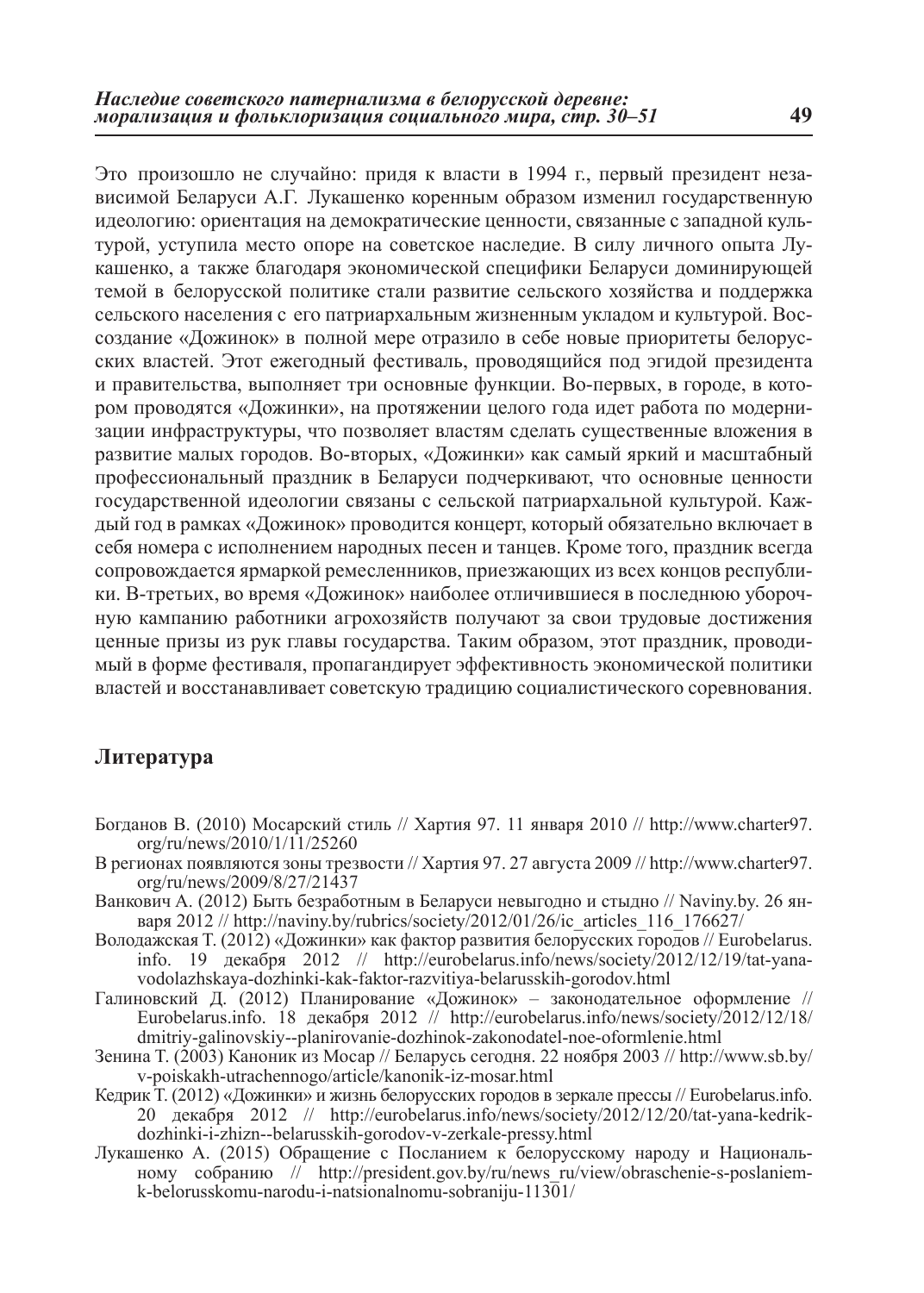Это произошло не случайно: придя к власти в 1994 г., первый президент независимой Беларуси А.Г. Лукашенко коренным образом изменил государственную идеологию: ориентация на демократические ценности, связанные с западной культурой, уступила место опоре на советское наследие. В силу личного опыта Лукашенко, а также благодаря экономической специфики Беларуси доминирующей темой в белорусской политике стали развитие сельского хозяйства и поддержка сельского населения с его патриархальным жизненным укладом и культурой. Воссоздание «Дожинок» в полной мере отразило в себе новые приоритеты белорусских властей. Этот ежегодный фестиваль, проводящийся под эгидой президента и правительства, выполняет три основные функции. Во-первых, в городе, в котором проводятся «Дожинки», на протяжении целого года идет работа по модернизации инфраструктуры, что позволяет властям сделать существенные вложения в развитие малых городов. Во-вторых, «Дожинки» как самый яркий и масштабный профессиональный праздник в Беларуси подчеркивают, что основные ценности государственной идеологии связаны с сельской патриархальной культурой. Каждый год в рамках «Дожинок» проводится концерт, который обязательно включает в себя номера с исполнением народных песен и танцев. Кроме того, праздник всегда сопровождается ярмаркой ремесленников, приезжающих из всех концов республики. В-третьих, во время «Дожинок» наиболее отличившиеся в последнюю уборочную кампанию работники агрохозяйств получают за свои трудовые достижения ценные призы из рук главы государства. Таким образом, этот праздник, проводимый в форме фестиваля, пропагандирует эффективность экономической политики властей и восстанавливает советскую традицию социалистического соревнования.

## Литература

Богданов В. (2010) Мосарский стиль // Хартия 97. 11 января 2010 // http://www.charter97.org/ru/news/2010/1/11/25260

В регионах появляются зоны трезвости // Хартия 97. 27 августа 2009 // http://www.charter97.org/ru/news/2009/8/27/21437

Ванкович А. (2012) Быть безработным в Беларуси невыгодно и стыдно // Naviny.by. 26 января 2012 // http://naviny.by/rubrics/society/2012/01/26/ic_articles_116_176627/

Володажская Т. (2012) «Дожинки» как фактор развития белорусских городов // Eurobelarus.info. 19 декабря 2012 // http://eurobelarus.info/news/society/2012/12/19/tat-yana-vodolazhskaya-dozhinki-kak-faktor-razvitiya-belarusskih-gorodov.html

Галиновский Д. (2012) Планирование «Дожинок» – законодательное оформление // Eurobelarus.info. 18 декабря 2012 // http://eurobelarus.info/news/society/2012/12/18/dmitriy-galinovskiy--planirovanie-dozhinok-zakonodatel-noe-oformlenie.html

Зенина Т. (2003) Каноник из Мосар // Беларусь сегодня. 22 ноября 2003 // http://www.sb.by/v-poiskakh-utrachennogo/article/kanonik-iz-mosar.html

Кедрик Т. (2012) «Дожинки» и жизнь белорусских городов в зеркале прессы // Eurobelarus.info. 20 декабря 2012 // http://eurobelarus.info/news/society/2012/12/20/tat-yana-kedrik-dozhinki-i-zhizn--belarusskih-gorodov-v-zerkale-pressy.html

Лукашенко А. (2015) Обращение с Посланием к белорусскому народу и Национальному собранию // http://president.gov.by/ru/news_ru/view/obraschenie-s-poslaniem-k-belorusskomu-narodu-i-natsionalnomu-sobraniju-11301/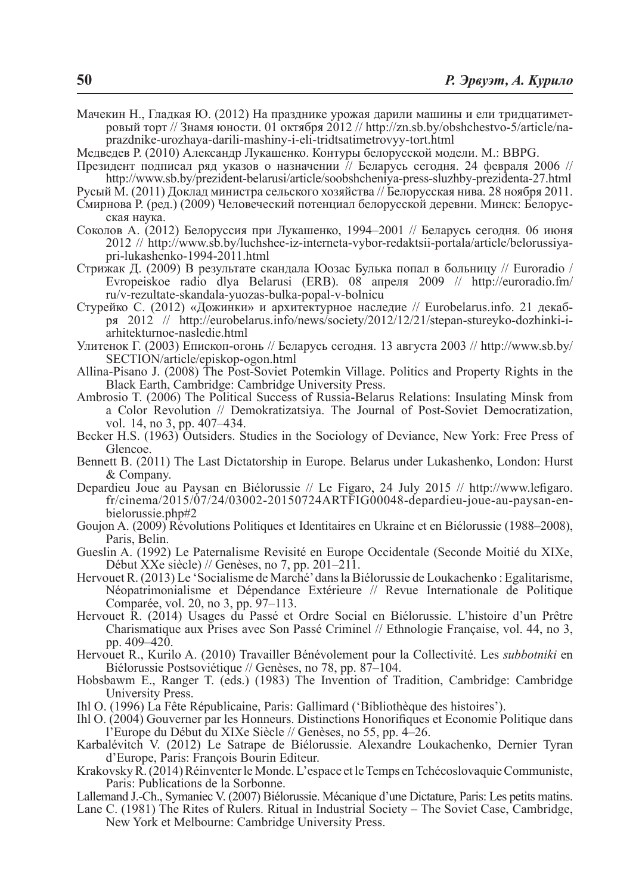Мачекин Н., Гладкая Ю. (2012) На празднике урожая дарили машины и ели тридцатиметровый торт // Знамя юности. 01 октября 2012 // http://zn.sb.by/obshchestvo-5/article/na-prazdnike-urozhaya-darili-mashiny-i-eli-tridtsatimetrovyy-tort.html

Медведев Р. (2010) Александр Лукашенко. Контуры белорусской модели. М.: BBPG.

Президент подписал ряд указов о назначении // Беларусь сегодня. 24 февраля 2006 // http://www.sb.by/prezident-belarusi/article/soobshcheniya-press-sluzhby-prezidenta-27.html

Русый М. (2011) Доклад министра сельского хозяйства // Белорусская нива. 28 ноября 2011.

Смирнова Р. (ред.) (2009) Человеческий потенциал белорусской деревни. Минск: Белорусская наука.

Соколов А. (2012) Белоруссия при Лукашенко, 1994–2001 // Беларусь сегодня. 06 июня 2012 // http://www.sb.by/luchshee-iz-interneta-vybor-redaktsii-portala/article/belorussiya-pri-lukashenko-1994-2011.html

Стрижак Д. (2009) В результате скандала Юозас Булька попал в больницу // Euroradio / Evropeiskoe radio dlya Belarusi (ERB). 08 апреля 2009 // http://euroradio.fm/ru/v-rezultate-skandala-yuozas-bulka-popal-v-bolnicu

Ступейко С. (2012) «Дожинки» и архитектурное наследие // Eurobelarus.info. 21 декабря 2012 // http://eurobelarus.info/news/society/2012/12/21/stepan-stureyko-dozhinki-i-arhitekturnoe-nasledie.html

Улитенок Г. (2003) Епископ-огонь // Беларусь сегодня. 13 августа 2003 // http://www.sb.by/SECTION/article/episkop-ogon.html

Allina-Pisano J. (2008) The Post-Soviet Potemkin Village. Politics and Property Rights in the Black Earth, Cambridge: Cambridge University Press.

Ambrosio T. (2006) The Political Success of Russia-Belarus Relations: Insulating Minsk from a Color Revolution // Demokratizatsiya. The Journal of Post-Soviet Democratization, vol. 14, no 3, pp. 407–434.

Becker H.S. (1963) Outsiders. Studies in the Sociology of Deviance, New York: Free Press of Glencoe.

Bennett B. (2011) The Last Dictatorship in Europe. Belarus under Lukashenko, London: Hurst & Company.

Depardieu Joue au Paysan en Biélorussie // Le Figaro, 24 July 2015 // http://www.lefigaro.fr/cinema/2015/07/24/03002-20150724ARTFIG00048-depardieu-joue-au-paysan-en-bielorussie.php#2

Goujon A. (2009) Révolutions Politiques et Identitaires en Ukraine et en Biélorussie (1988–2008), Paris, Belin.

Gueslin A. (1992) Le Paternalisme Revisité en Europe Occidentale (Seconde Moitié du XIXe, Début XXe siècle) // Genèses, no 7, pp. 201–211.

Hervouet R. (2013) Le 'Socialisme de Marché' dans la Biélorussie de Loukachenko : Egalitarisme, Néopatrimonialisme et Dépendance Extérieure // Revue Internationale de Politique Comparée, vol. 20, no 3, pp. 97–113.

Hervouet R. (2014) Usages du Passé et Ordre Social en Biélorussie. L'histoire d'un Prêtre Charismatique aux Prises avec Son Passé Criminel // Ethnologie Française, vol. 44, no 3, pp. 409–420.

Hervouet R., Kurilo A. (2010) Travailler Bénévolement pour la Collectivité. Les *subbotniki* en Biélorussie Postsoviétique // Genèses, no 78, pp. 87–104.

Hobsbawm E., Ranger T. (eds.) (1983) The Invention of Tradition, Cambridge: Cambridge University Press.

Ihl O. (1996) La Fête Républicaine, Paris: Gallimard ('Bibliothèque des histoires').

Ihl O. (2004) Gouverner par les Honneurs. Distinctions Honorifiques et Economie Politique dans l'Europe du Début du XIXe Siècle // Genèses, no 55, pp. 4–26.

Karbalévitch V. (2012) Le Satrape de Biélorussie. Alexandre Loukachenko, Dernier Tyran d'Europe, Paris: François Bourin Editeur.

Krakovsky R. (2014) Réinventer le Monde. L'espace et le Temps en Tchécoslovaquie Communiste, Paris: Publications de la Sorbonne.

Lallemand J.-Ch., Symaniec V. (2007) Biélorussie. Mécanique d'une Dictature, Paris: Les petits matins.

Lane C. (1981) The Rites of Rulers. Ritual in Industrial Society – The Soviet Case, Cambridge, New York et Melbourne: Cambridge University Press.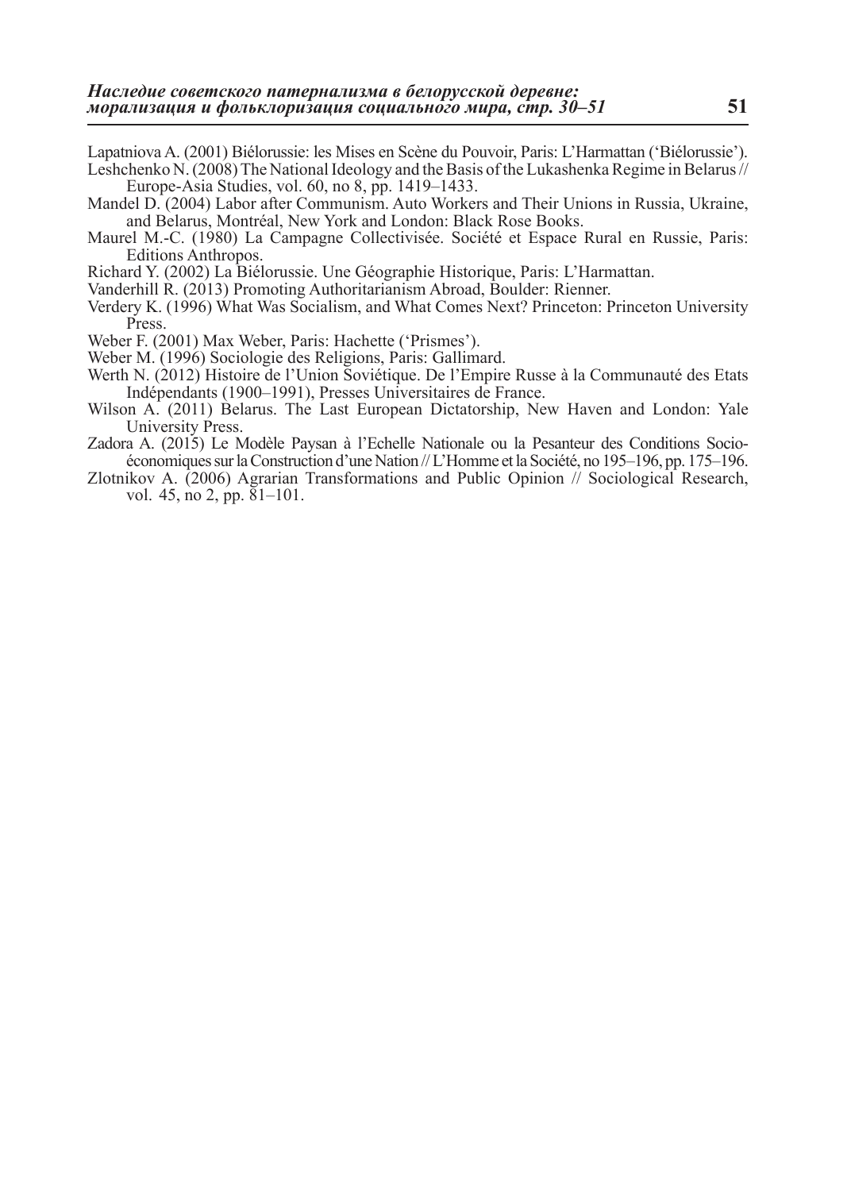Lapatniova A. (2001) Biélorussie: les Mises en Scène du Pouvoir, Paris: L'Harmattan ('Biélorussie').

Leshchenko N. (2008) The National Ideology and the Basis of the Lukashenka Regime in Belarus // Europe-Asia Studies, vol. 60, no 8, pp. 1419–1433.

Mandel D. (2004) Labor after Communism. Auto Workers and Their Unions in Russia, Ukraine, and Belarus, Montréal, New York and London: Black Rose Books.

Maurel M.-C. (1980) La Campagne Collectivisée. Société et Espace Rural en Russie, Paris: Editions Anthropos.

Richard Y. (2002) La Biélorussie. Une Géographie Historique, Paris: L'Harmattan.

Vanderhill R. (2013) Promoting Authoritarianism Abroad, Boulder: Rienner.

Verdery K. (1996) What Was Socialism, and What Comes Next? Princeton: Princeton University Press.

Weber F. (2001) Max Weber, Paris: Hachette ('Prismes').

Weber M. (1996) Sociologie des Religions, Paris: Gallimard.

Werth N. (2012) Histoire de l'Union Soviétique. De l'Empire Russe à la Communauté des Etats Indépendants (1900–1991), Presses Universitaires de France.

Wilson A. (2011) Belarus. The Last European Dictatorship, New Haven and London: Yale University Press.

Zadora A. (2015) Le Modèle Paysan à l'Echelle Nationale ou la Pesanteur des Conditions Socio-économiques sur la Construction d'une Nation // L'Homme et la Société, no 195–196, pp. 175–196.

Zlotnikov A. (2006) Agrarian Transformations and Public Opinion // Sociological Research, vol. 45, no 2, pp. 81–101.